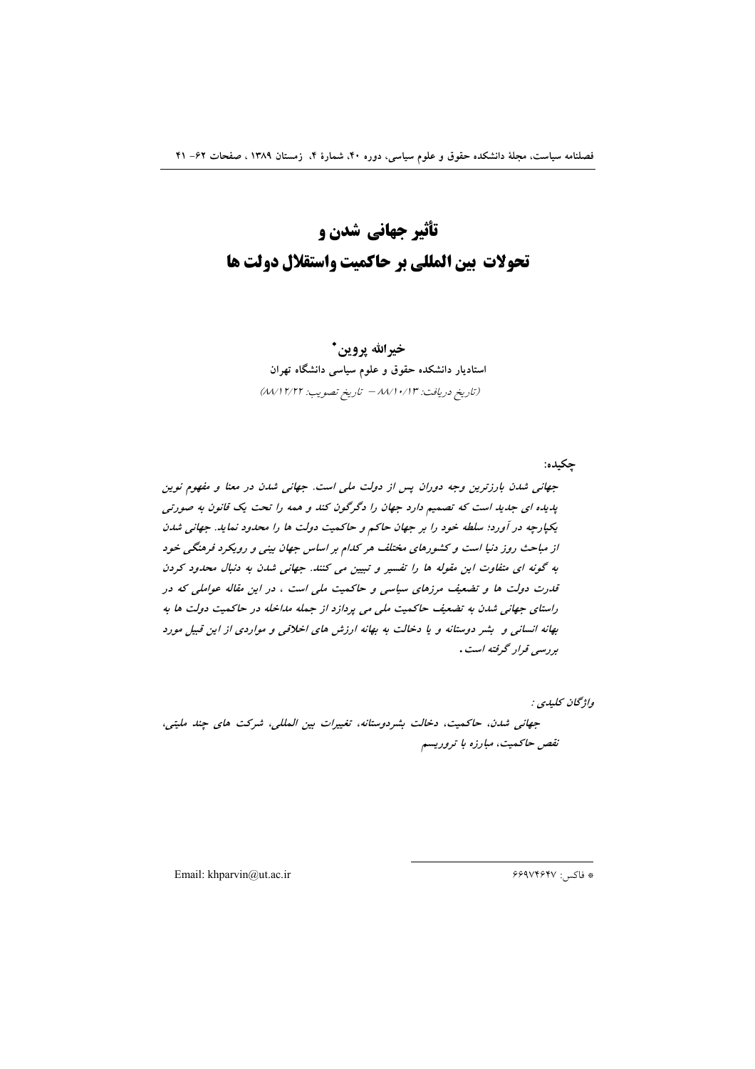# تأثیر جهانی شدن و تحولات بین المللی بر حاکمیت واستقلال دولت ها

**خیرالله پروین\***

**استادیار دانشکده حقوق و علوم سیاسی دانشگاه تهران**

*(تاریخ دریافت: ۸۸/۱۰/۱۳ – تاریخ تصویب: ۸۸/۱۲/۲۲)*

**چکیده:**

*جهانی شدن بارزترین وجه دوران پس از دولت ملی است. جهانی شدن در معنا و مفهوم نوین پدیده ای جدید است که تصمیم دارد جهان را دگرگون کند و همه را تحت یک قانون به صورتی یکپارچه در آورد؛ سلطه خود را بر جهان حاکم و حاکمیت دولت ها را محدود نماید. جهانی شدن از مباحث روز دنیا است و کشورهای مختلف هر کدام بر اساس جهان بینی و رویکرد فرهنگی خود به گونه ای متفاوت این مقوله ها را تفسیر و تبیین می کنند. جهانی شدن به دنبال محدود کردن قدرت دولت ها و تضعیف مرزهای سیاسی و حاکمیت ملی است ، در این مقاله عواملی که در راستای جهانی شدن به تضعیف حاکمیت ملی می پردازد از جمله مداخله در حاکمیت دولت ها به بهانه انسانی و بشر دوستانه و یا دخالت به بهانه ارزش های اخلاقی و مواردی از این قبیل مورد بررسی قرار گرفته است .*

*واژگان کلیدی :*

*جهانی شدن، حاکمیت، دخالت بشردوستانه، تغییرات بین المللی، شرکت های چند ملیتی، نقص حاکمیت، مبارزه با تروریسم*

---

\* فاکس: ۶۶۹۷۴۶۴۷

Email: khparvin@ut.ac.ir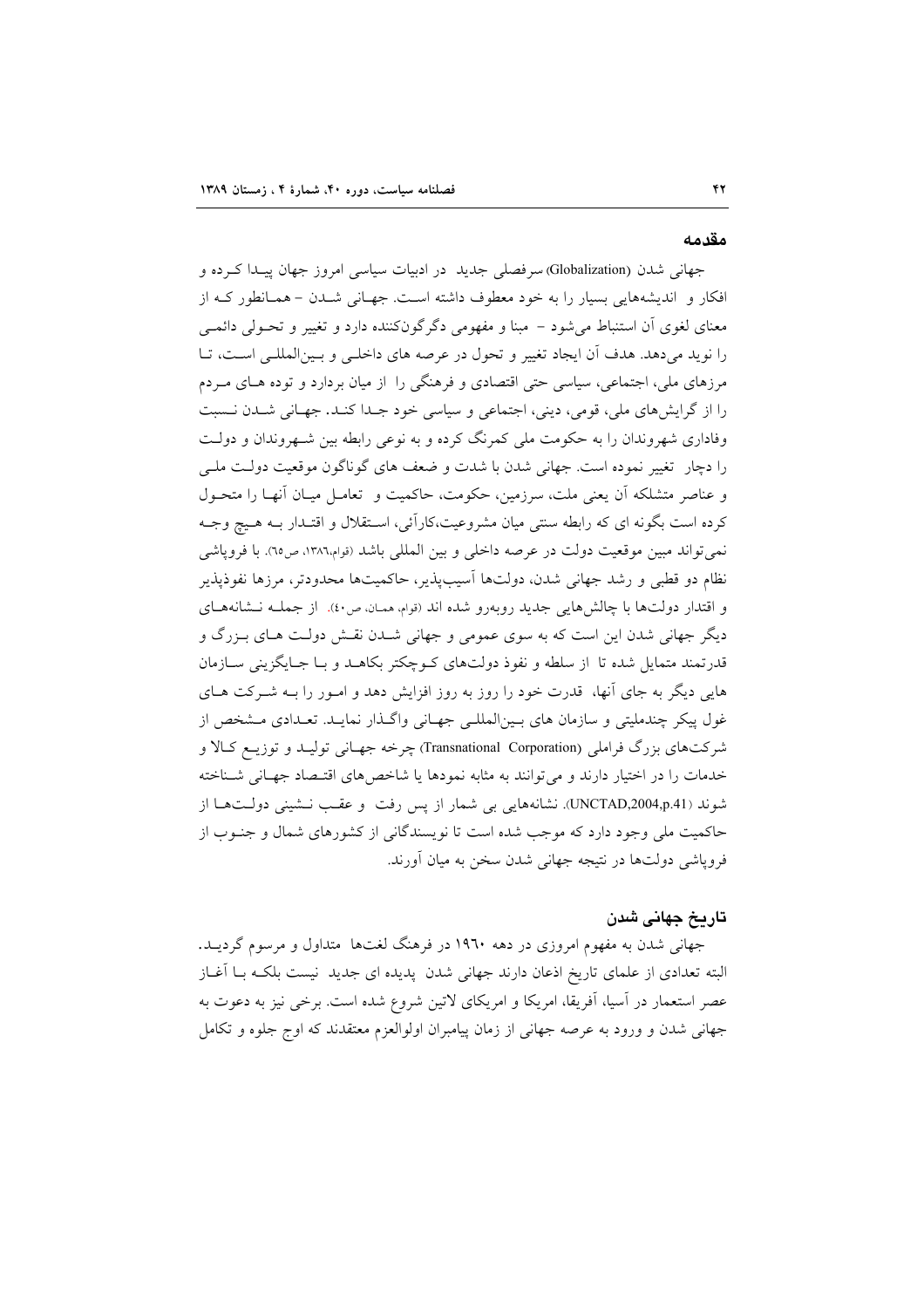## مقدمه

جهانی شدن (Globalization) سرفصلی جدید در ادبیات سیاسی امروز جهان پیدا کرده و افکار و اندیشه‌هایی بسیار را به خود معطوف داشته است. جهانی شدن – همانطور که از معنای لغوی آن استنباط می‌شود – مبنا و مفهومی دگرگون‌کننده دارد و تغییر و تحولی دائمی را نوید می‌دهد. هدف آن ایجاد تغییر و تحول در عرصه های داخلی و بین‌المللی است، تا مرزهای ملی، اجتماعی، سیاسی حتی اقتصادی و فرهنگی را از میان بردارد و توده های مردم را از گرایش‌های ملی، قومی، دینی، اجتماعی و سیاسی خود جدا کند. جهانی شدن نسبت وفاداری شهروندان را به حکومت ملی کمرنگ کرده و به نوعی رابطه بین شهروندان و دولت را دچار تغییر نموده است. جهانی شدن با شدت و ضعف های گوناگون موقعیت دولت ملی و عناصر متشکله آن یعنی ملت، سرزمین، حکومت، حاکمیت و تعامل میان آنها را متحول کرده است بگونه ای که رابطه سنتی میان مشروعیت،کارآئی، استقلال و اقتدار به هیچ وجه نمی‌تواند مبین موقعیت دولت در عرصه داخلی و بین المللی باشد (قوام،۱۳۸٦، ص٦٥). با فروپاشی نظام دو قطبی و رشد جهانی شدن، دولت‌ها آسیب‌پذیر، حاکمیت‌ها محدودتر، مرزها نفوذپذیر و اقتدار دولت‌ها با چالش‌هایی جدید روبه‌رو شده اند (قوام، همان، ص٤٠). از جمله نشانه‌های دیگر جهانی شدن این است که به سوی عمومی و جهانی شدن نقش دولت های بزرگ و قدرتمند متمایل شده تا از سلطه و نفوذ دولت‌های کوچکتر بکاهد و با جایگزینی سازمان هایی دیگر به جای آنها، قدرت خود را روز به روز افزایش دهد و امور را به شرکت های غول پیکر چندملیتی و سازمان های بین‌المللی جهانی واگذار نماید. تعدادی مشخص از شرکت‌های بزرگ فراملی (Transnational Corporation) چرخه جهانی تولید و توزیع کالا و خدمات را در اختیار دارند و می‌توانند به مثابه نمودها یا شاخص‌های اقتصاد جهانی شناخته شوند (UNCTAD,2004,p.41). نشانه‌هایی بی شمار از پس رفت و عقب نشینی دولت‌ها از حاکمیت ملی وجود دارد که موجب شده است تا نویسندگانی از کشورهای شمال و جنوب از فروپاشی دولت‌ها در نتیجه جهانی شدن سخن به میان آورند.

## تاریخ جهانی شدن

جهانی شدن به مفهوم امروزی در دهه ۱۹٦۰ در فرهنگ لغت‌ها متداول و مرسوم گردید. البته تعدادی از علمای تاریخ اذعان دارند جهانی شدن پدیده ای جدید نیست بلکه با آغاز عصر استعمار در آسیا، آفریقا، امریکا و امریکای لاتین شروع شده است. برخی نیز به دعوت به جهانی شدن و ورود به عرصه جهانی از زمان پیامبران اولوالعزم معتقدند که اوج جلوه و تکامل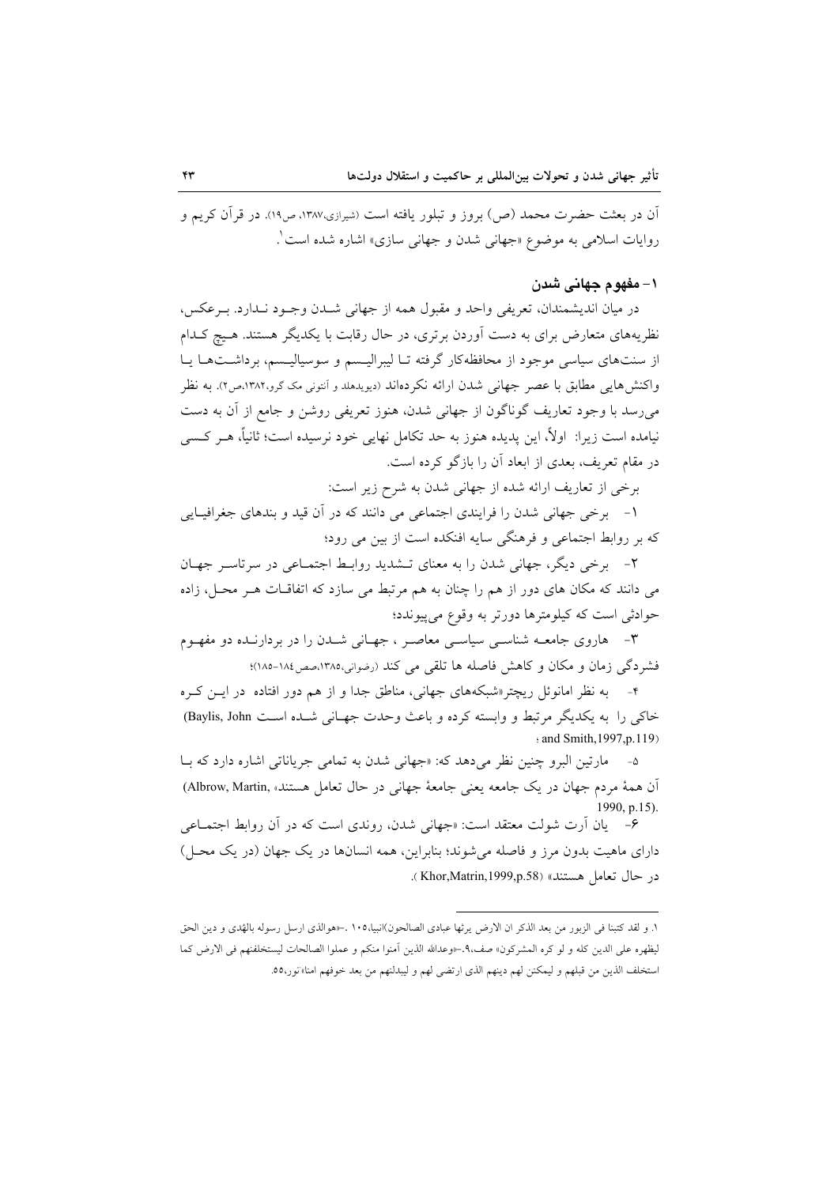آن در بعثت حضرت محمد (ص) بروز و تبلور یافته است (شیرازی،۱۳۸۷، ص۱۹). در قرآن کریم و روایات اسلامی به موضوع «جهانی شدن و جهانی سازی» اشاره شده است[1].

## ۱- مفهوم جهانی شدن

در میان اندیشمندان، تعریفی واحد و مقبول همه از جهانی شدن وجود ندارد. برعکس، نظریه‌های متعارض برای به دست آوردن برتری، در حال رقابت با یکدیگر هستند. هیچ کدام از سنت‌های سیاسی موجود از محافظه‌کار گرفته تا لیبرالیسم و سوسیالیسم، برداشت‌ها یا واکنش‌هایی مطابق با عصر جهانی شدن ارائه نکرده‌اند (دیویدهلد و آنتونی مک گرو،۱۳۸۲،ص۲). به نظر می‌رسد با وجود تعاریف گوناگون از جهانی شدن، هنوز تعریفی روشن و جامع از آن به دست نیامده است زیرا: اولاً، این پدیده هنوز به حد تکامل نهایی خود نرسیده است؛ ثانیاً، هر کسی در مقام تعریف، بعدی از ابعاد آن را بازگو کرده است.

برخی از تعاریف ارائه شده از جهانی شدن به شرح زیر است:

۱- برخی جهانی شدن را فرایندی اجتماعی می دانند که در آن قید و بندهای جغرافیایی که بر روابط اجتماعی و فرهنگی سایه افنکده است از بین می رود؛

۲- برخی دیگر، جهانی شدن را به معنای تشدید روابط اجتماعی در سرتاسر جهان می دانند که مکان های دور از هم را چنان به هم مرتبط می سازد که اتفاقات هر محل، زاده حوادثی است که کیلومترها دورتر به وقوع می‌پیوندد؛

۳- هاروی جامعه شناسی سیاسی معاصر ، جهانی شدن را در بردارنده دو مفهوم فشردگی زمان و مکان و کاهش فاصله ها تلقی می کند (رضوانی،۱۳۸۵،صص۱۸٤-۱۸۵)؛

۴- به نظر امانوئل ریچتر«شبکه‌های جهانی، مناطق جدا و از هم دور افتاده در این کره خاکی را به یکدیگر مرتبط و وابسته کرده و باعث وحدت جهانی شده است (Baylis, John ؛ and Smith,1997,p.119)

۵- مارتین البرو چنین نظر می‌دهد که: «جهانی شدن به تمامی جریاناتی اشاره دارد که با آن همهٔ مردم جهان در یک جامعه یعنی جامعهٔ جهانی در حال تعامل هستند» (Albrow, Martin, 1990, p.15).

۶- یان آرت شولت معتقد است: «جهانی شدن، روندی است که در آن روابط اجتماعی دارای ماهیت بدون مرز و فاصله می‌شوند؛ بنابراین، همه انسان‌ها در یک جهان (در یک محل) در حال تعامل هستند» (Khor,Matrin,1999,p.58).

---

۱. و لقد کتبنا فی الزبور من بعد الذکر ان الارض یرثها عبادی الصالحون)انبیا،۱۰۵ .-«هوالذی ارسل رسوله بالهدی و دین الحق لیظهره علی الدین کله و لو کره المشرکون» صف،۹.-«وعدالله الذین آمنوا منکم و عملوا الصالحات لیستخلفنهم فی الارض کما استخلف الذین من قبلهم و لیمکنن لهم دینهم الذی ارتضی لهم و لیبدلنهم من بعد خوفهم امنا»نور،۵۵.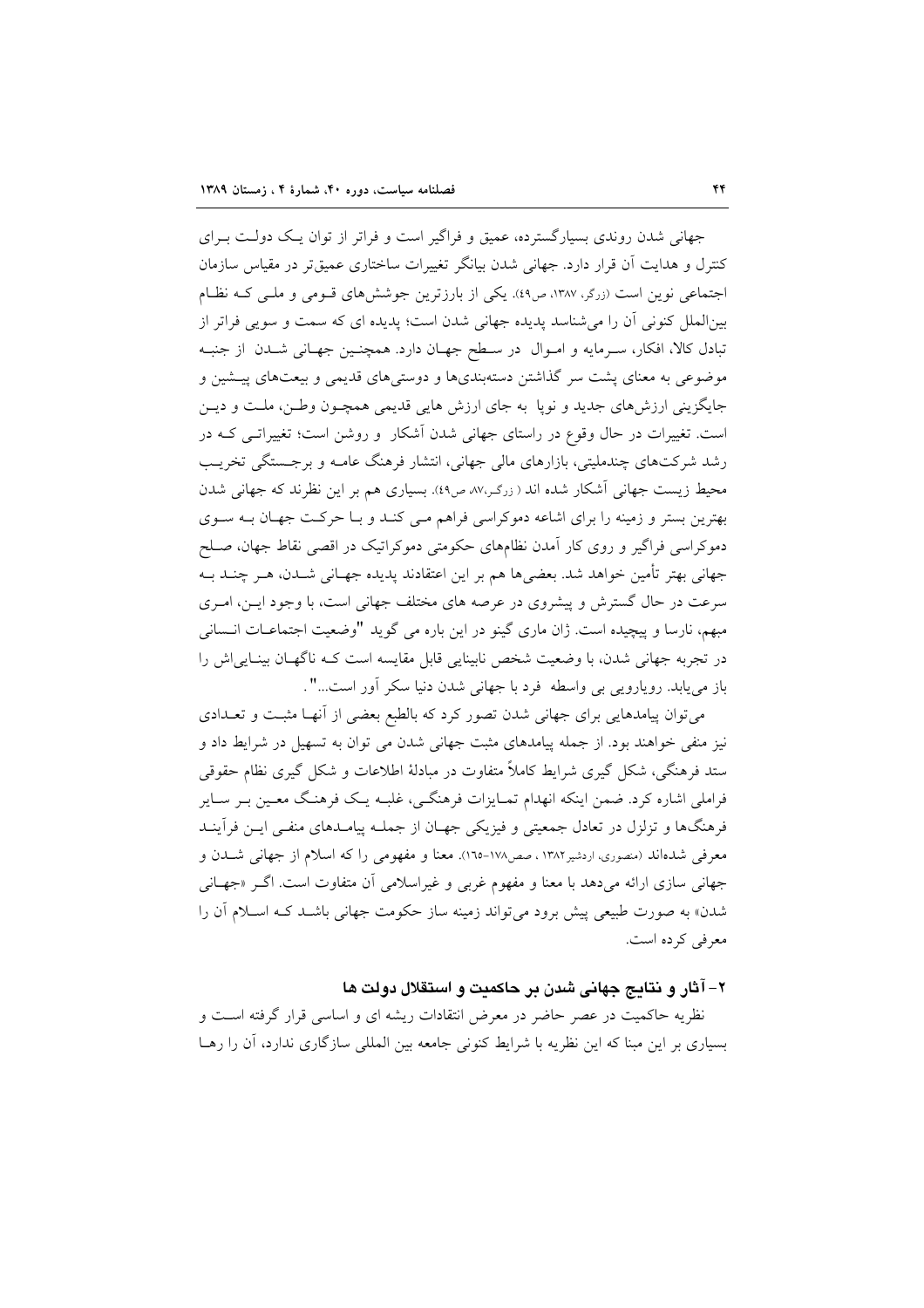جهانی شدن روندی بسیارگسترده، عمیق و فراگیر است و فراتر از توان یک دولت برای کنترل و هدایت آن قرار دارد. جهانی شدن بیانگر تغییرات ساختاری عمیق‌تر در مقیاس سازمان اجتماعی نوین است (زرگر، ۱۳۸۷، ص۴۹). یکی از بارزترین جوشش‌های قـومی و ملـی کـه نظـام بین‌الملل کنونی آن را می‌شناسد پدیده جهانی شدن است؛ پدیده ای که سمت و سویی فراتر از تبادل کالا، افکار، سـرمایه و امـوال در سـطح جهـان دارد. همچنـین جهـانی شـدن از جنبـه موضوعی به معنای پشت سر گذاشتن دسته‌بندی‌ها و دوستی‌های قدیمی و بیعت‌های پیـشین و جایگزینی ارزش‌های جدید و نوپا به جای ارزش هایی قدیمی همچـون وطـن، ملـت و دیـن است. تغییرات در حال وقوع در راستای جهانی شدن آشکار و روشن است؛ تغییراتـی کـه در رشد شرکت‌های چندملیتی، بازارهای مالی جهانی، انتشار فرهنگ عامـه و برجـستگی تخریـب محیط زیست جهانی آشکار شده اند ( زرگر،۸۷، ص۴۹). بسیاری هم بر این نظرند که جهانی شدن بهترین بستر و زمینه را برای اشاعه دموکراسی فراهم مـی کنـد و بـا حرکـت جهـان بـه سـوی دموکراسی فراگیر و روی کار آمدن نظام‌های حکومتی دموکراتیک در اقصی نقاط جهان، صـلح جهانی بهتر تأمین خواهد شد. بعضی‌ها هم بر این اعتقادند پدیده جهـانی شـدن، هـر چنـد بـه سرعت در حال گسترش و پیشروی در عرصه های مختلف جهانی است، با وجود ایـن، امـری مبهم، نارسا و پیچیده است. ژان ماری گینو در این باره می گوید "وضعیت اجتماعـات انـسانی در تجربه جهانی شدن، با وضعیت شخص نابینایی قابل مقایسه است کـه ناگهـان بینـایی‌اش را باز می‌یابد. رویارویی بی واسطه فرد با جهانی شدن دنیا سکر آور است...".

می‌توان پیامدهایی برای جهانی شدن تصور کرد که بالطبع بعضی از آنهـا مثبـت و تعـدادی نیز منفی خواهند بود. از جمله پیامدهای مثبت جهانی شدن می توان به تسهیل در شرایط داد و ستد فرهنگی، شکل گیری شرایط کاملاً متفاوت در مبادلهٔ اطلاعات و شکل گیری نظام حقوقی فراملی اشاره کرد. ضمن اینکه انهدام تمـایزات فرهنگـی، غلبـه یـک فرهنـگ معـین بـر سـایر فرهنگ‌ها و تزلزل در تعادل جمعیتی و فیزیکی جهـان از جملـه پیامـدهای منفـی ایـن فرآینـد معرفی شده‌اند (منصوری، اردشیر۱۳۸۲ ، صص۱۷۸-۱۶۵). معنا و مفهومی را که اسلام از جهانی شـدن و جهانی سازی ارائه می‌دهد با معنا و مفهوم غربی و غیراسلامی آن متفاوت است. اگـر «جهـانی شدن» به صورت طبیعی پیش برود می‌تواند زمینه ساز حکومت جهانی باشـد کـه اسـلام آن را معرفی کرده است.

### ۲- آثار و نتایج جهانی شدن بر حاکمیت و استقلال دولت ها

نظریه حاکمیت در عصر حاضر در معرض انتقادات ریشه ای و اساسی قرار گرفته اسـت و بسیاری بر این مبنا که این نظریه با شرایط کنونی جامعه بین المللی سازگاری ندارد، آن را رهـا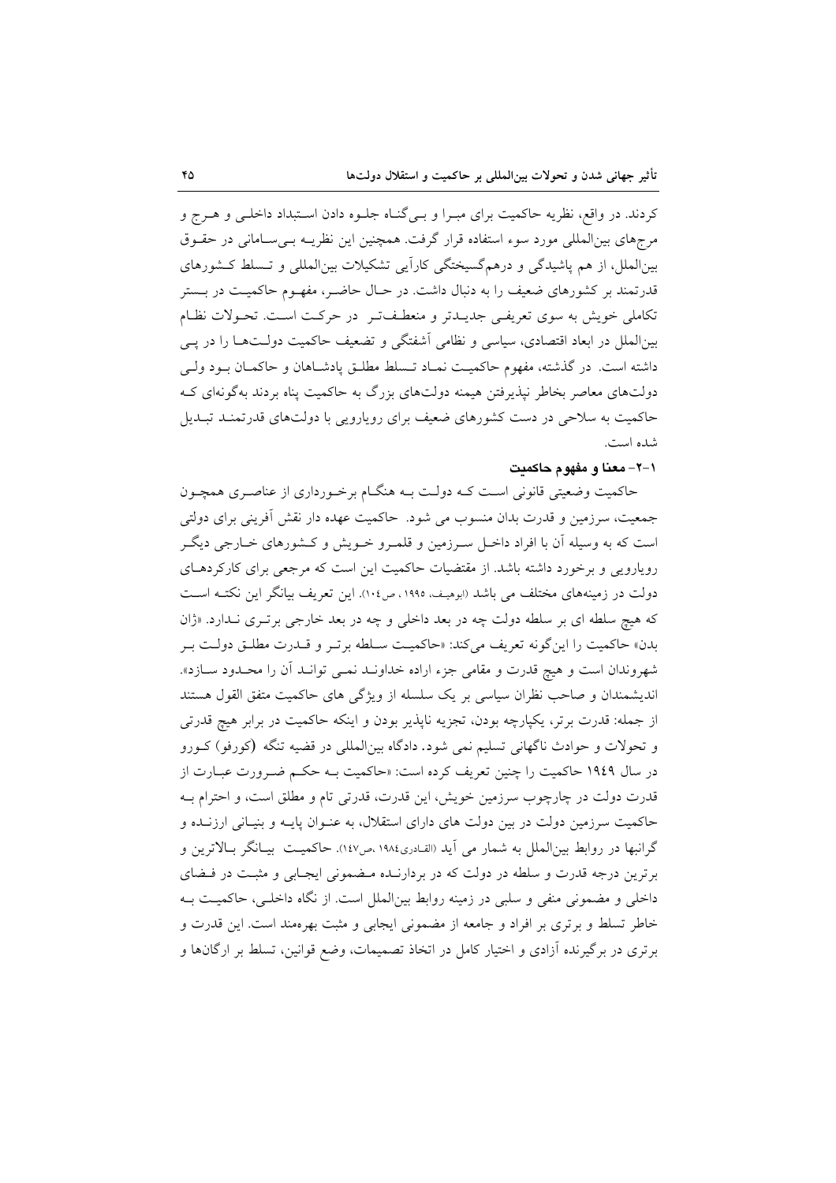کردند. در واقع، نظریه حاکمیت برای مبـرا و بـی‌گنـاه جلـوه دادن اسـتبداد داخلـی و هـرج و مرج‌های بین‌المللی مورد سوء استفاده قرار گرفت. همچنین این نظریـه بـی‌سـامانی در حقـوق بین‌الملل، از هم پاشیدگی و درهم‌گسیختگی کارآیی تشکیلات بین‌المللی و تـسلط کـشورهای قدرتمند بر کشورهای ضعیف را به دنبال داشت. در حـال حاضـر، مفهـوم حاکمیـت در بـستر تکاملی خویش به سوی تعریفـی جدیـدتر و منعطـف‌تـر در حرکـت اسـت. تحـولات نظـام بین‌الملل در ابعاد اقتصادی، سیاسی و نظامی آشفتگی و تضعیف حاکمیت دولـت‌هـا را در پـی داشته است. در گذشته، مفهوم حاکمیـت نمـاد تـسلط مطلـق پادشـاهان و حاکمـان بـود ولـی دولت‌های معاصر بخاطر نپذیرفتن هیمنه دولت‌های بزرگ به حاکمیت پناه بردند به‌گونه‌ای کـه حاکمیت به سلاحی در دست کشورهای ضعیف برای رویارویی با دولت‌های قدرتمنـد تبـدیل شده است.

### ۱-۲- معنا و مفهوم حاکمیت

حاکمیت وضعیتی قانونی اسـت کـه دولـت بـه هنگـام برخـورداری از عناصـری همچـون جمعیت، سرزمین و قدرت بدان منسوب می شود. حاکمیت عهده دار نقش آفرینی برای دولتی است که به وسیله آن با افراد داخـل سـرزمین و قلمـرو خـویش و کـشورهای خـارجی دیگـر رویارویی و برخورد داشته باشد. از مقتضیات حاکمیت این است که مرجعی برای کارکردهـای دولت در زمینه‌های مختلف می باشد (ابوهیف، ۱۹۹۵، ص۱۰٤). این تعریف بیانگر این نکتـه اسـت که هیچ سلطه ای بر سلطه دولت چه در بعد داخلی و چه در بعد خارجی برتـری نـدارد. «ژان بدن» حاکمیت را این‌گونه تعریف می‌کند: «حاکمیـت سـلطه برتـر و قـدرت مطلـق دولـت بـر شهروندان است و هیچ قدرت و مقامی جزء اراده خداونـد نمـی توانـد آن را محـدود سـازد». اندیشمندان و صاحب نظران سیاسی بر یک سلسله از ویژگی های حاکمیت متفق القول هستند از جمله: قدرت برتر، یکپارچه بودن، تجزیه ناپذیر بودن و اینکه حاکمیت در برابر هیچ قدرتی و تحولات و حوادث ناگهانی تسلیم نمی شود. دادگاه بین‌المللی در قضیه تنگه (کورفو) کـورو در سال ۱۹٤۹ حاکمیت را چنین تعریف کرده است: «حاکمیت بـه حکـم ضـرورت عبـارت از قدرت دولت در چارچوب سرزمین خویش، این قدرت، قدرتی تام و مطلق است، و احترام بـه حاکمیت سرزمین دولت در بین دولت های دارای استقلال، به عنـوان پایـه و بنیـانی ارزنـده و گرانبها در روابط بین‌الملل به شمار می آید (القـادری۱۹۸٤ ،ص۱٤۷). حاکمیـت بیـانگر بـالاترین و برترین درجه قدرت و سلطه در دولت که در بردارنـده مـضمونی ایجـابی و مثبـت در فـضای داخلی و مضمونی منفی و سلبی در زمینه روابط بین‌الملل است. از نگاه داخلـی، حاکمیـت بـه خاطر تسلط و برتری بر افراد و جامعه از مضمونی ایجابی و مثبت بهره‌مند است. این قدرت و برتری در برگیرنده آزادی و اختیار کامل در اتخاذ تصمیمات، وضع قوانین، تسلط بر ارگان‌ها و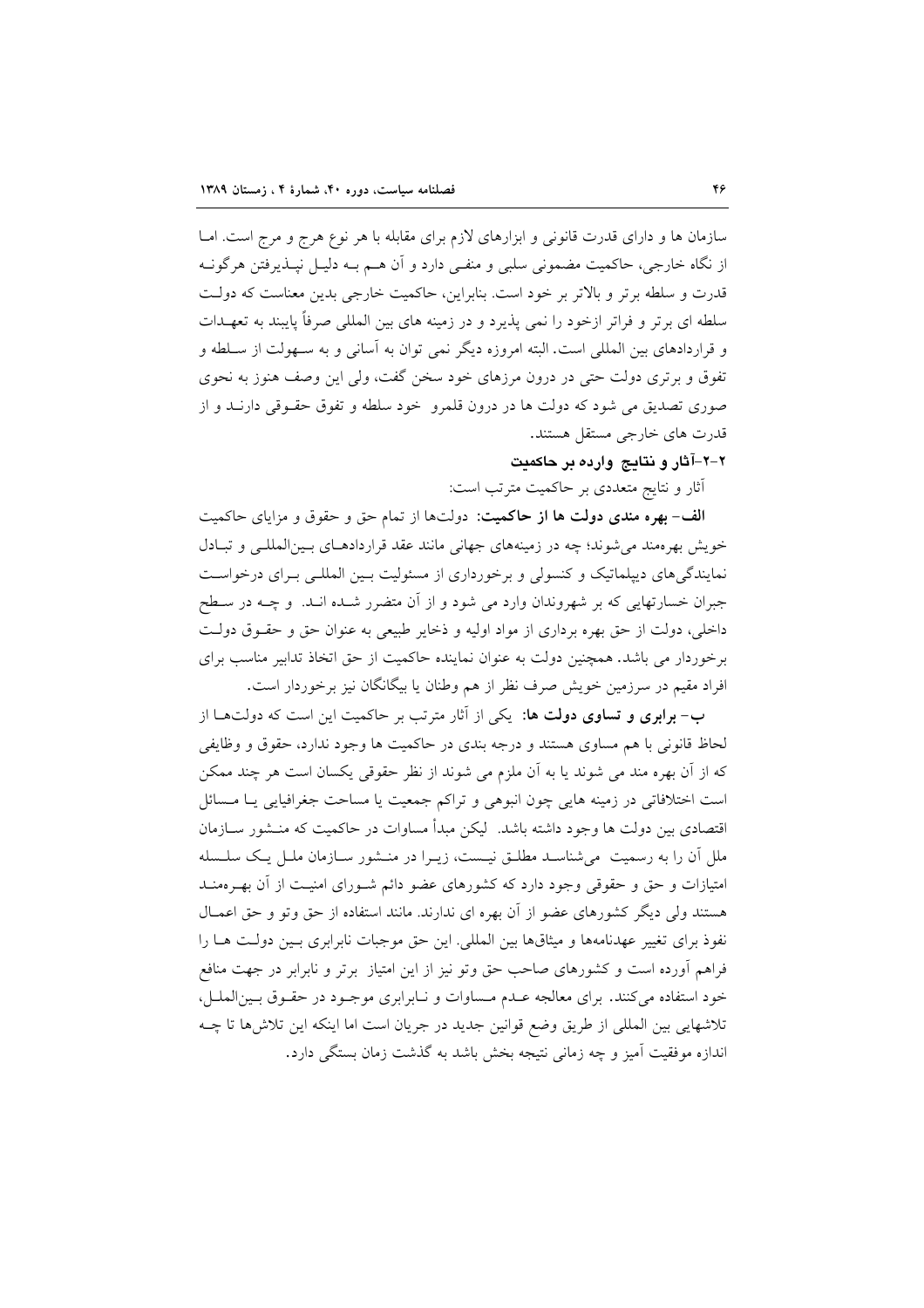سازمان ها و دارای قدرت قانونی و ابزارهای لازم برای مقابله با هر نوع هرج و مرج است. اما از نگاه خارجی، حاکمیت مضمونی سلبی و منفی دارد و آن هم به دلیل نپذیرفتن هرگونه قدرت و سلطه برتر و بالاتر بر خود است. بنابراین، حاکمیت خارجی بدین معناست که دولت سلطه ای برتر و فراتر ازخود را نمی پذیرد و در زمینه های بین المللی صرفاً پایبند به تعهدات و قراردادهای بین المللی است. البته امروزه دیگر نمی توان به آسانی و به سهولت از سلطه و تفوق و برتری دولت حتی در درون مرزهای خود سخن گفت، ولی این وصف هنوز به نحوی صوری تصدیق می شود که دولت ها در درون قلمرو خود سلطه و تفوق حقوقی دارند و از قدرت های خارجی مستقل هستند.

### ۲-۲-آثار و نتایج وارده بر حاکمیت

آثار و نتایج متعددی بر حاکمیت مترتب است:

**الف- بهره مندی دولت ها از حاکمیت:** دولت‌ها از تمام حق و حقوق و مزایای حاکمیت خویش بهره‌مند می‌شوند؛ چه در زمینه‌های جهانی مانند عقد قراردادهای بین‌المللی و تبادل نمایندگی‌های دیپلماتیک و کنسولی و برخورداری از مسئولیت بین المللی برای درخواست جبران خسارتهایی که بر شهروندان وارد می شود و از آن متضرر شده اند. و چه در سطح داخلی، دولت از حق بهره برداری از مواد اولیه و ذخایر طبیعی به عنوان حق و حقوق دولت برخوردار می باشد. همچنین دولت به عنوان نماینده حاکمیت از حق اتخاذ تدابیر مناسب برای افراد مقیم در سرزمین خویش صرف نظر از هم وطنان یا بیگانگان نیز برخوردار است.

**ب- برابری و تساوی دولت ها:** یکی از آثار مترتب بر حاکمیت این است که دولت‌ها از لحاظ قانونی با هم مساوی هستند و درجه بندی در حاکمیت ها وجود ندارد، حقوق و وظایفی که از آن بهره مند می شوند یا به آن ملزم می شوند از نظر حقوقی یکسان است هر چند ممکن است اختلافاتی در زمینه هایی چون انبوهی و تراکم جمعیت یا مساحت جغرافیایی یا مسائل اقتصادی بین دولت ها وجود داشته باشد. لیکن مبدأ مساوات در حاکمیت که منشور سازمان ملل آن را به رسمیت می‌شناسد مطلق نیست، زیرا در منشور سازمان ملل یک سلسله امتیازات و حق و حقوقی وجود دارد که کشورهای عضو دائم شورای امنیت از آن بهره‌مند هستند ولی دیگر کشورهای عضو از آن بهره ای ندارند. مانند استفاده از حق وتو و حق اعمال نفوذ برای تغییر عهدنامه‌ها و میثاق‌ها بین المللی. این حق موجبات نابرابری بین دولت ها را فراهم آورده است و کشورهای صاحب حق وتو نیز از این امتیاز برتر و نابرابر در جهت منافع خود استفاده می‌کنند. برای معالجه عدم مساوات و نابرابری موجود در حقوق بین‌الملل، تلاشهایی بین المللی از طریق وضع قوانین جدید در جریان است اما اینکه این تلاش‌ها تا چه اندازه موفقیت آمیز و چه زمانی نتیجه بخش باشد به گذشت زمان بستگی دارد.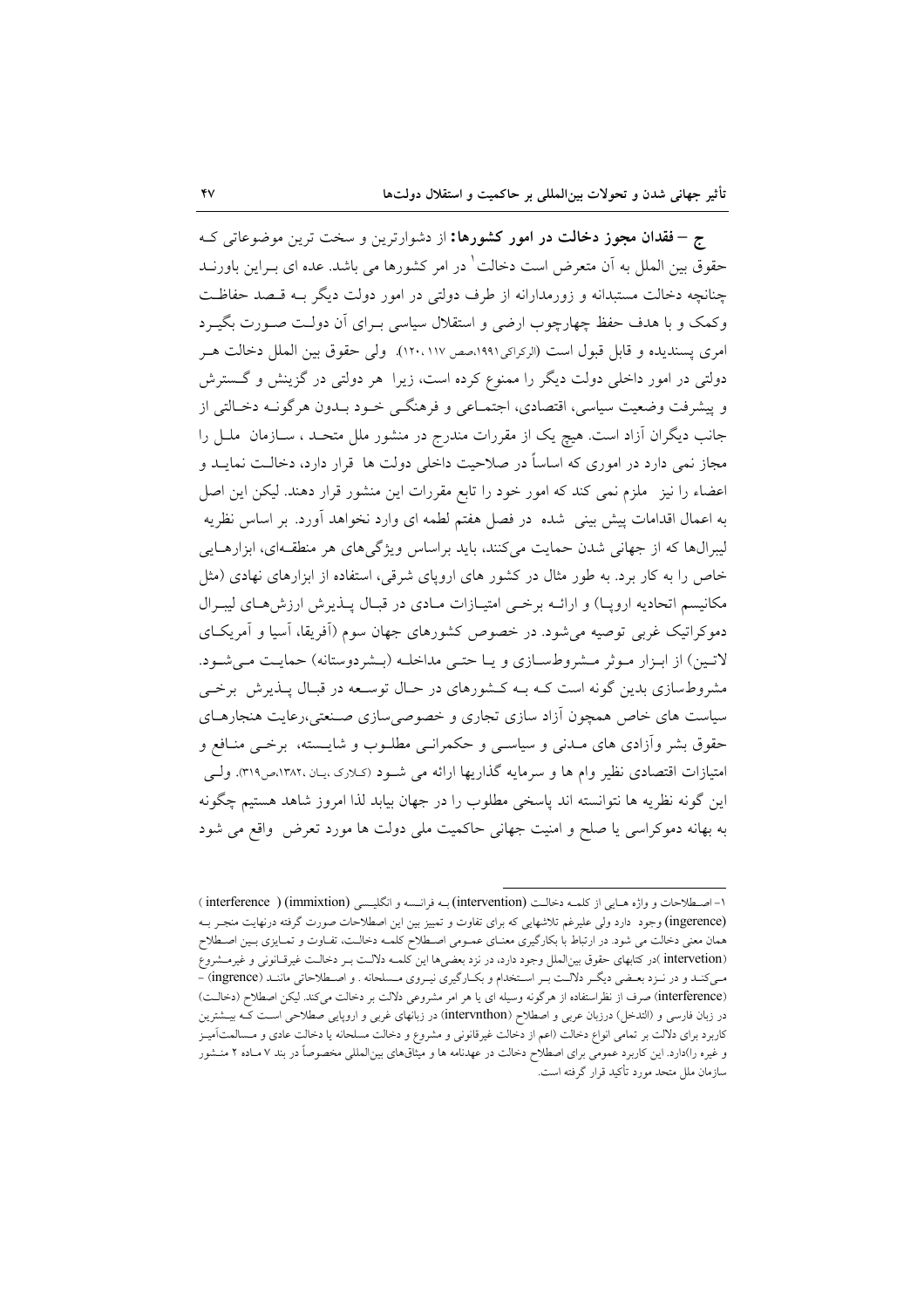**ج – فقدان مجوز دخالت در امور کشورها:** از دشوارترین و سخت ترین موضوعاتی که حقوق بین الملل به آن متعرض است دخالت[1] در امر کشورها می باشد. عده ای براین باورند چنانچه دخالت مستبدانه و زورمدارانه از طرف دولتی در امور دولت دیگر به قصد حفاظت وکمک و با هدف حفظ چهارچوب ارضی و استقلال سیاسی برای آن دولت صورت بگیرد امری پسندیده و قابل قبول است (الرکراکی۱۹۹۱،صص ۱۱۷، ۱۲۰). ولی حقوق بین الملل دخالت هر دولتی در امور داخلی دولت دیگر را ممنوع کرده است، زیرا هر دولتی در گزینش و گسترش و پیشرفت وضعیت سیاسی، اقتصادی، اجتماعی و فرهنگی خود بدون هرگونه دخالتی از جانب دیگران آزاد است. هیچ یک از مقررات مندرج در منشور ملل متحد ، سازمان ملل را مجاز نمی دارد در اموری که اساساً در صلاحیت داخلی دولت ها قرار دارد، دخالت نماید و اعضاء را نیز ملزم نمی کند که امور خود را تابع مقررات این منشور قرار دهند. لیکن این اصل به اعمال اقدامات پیش بینی شده در فصل هفتم لطمه ای وارد نخواهد آورد. بر اساس نظریه لیبرال‌ها که از جهانی شدن حمایت می‌کنند، باید براساس ویژگی‌های هر منطقه‌ای، ابزارهایی خاص را به کار برد. به طور مثال در کشور های اروپای شرقی، استفاده از ابزارهای نهادی (مثل مکانیسم اتحادیه اروپا) و ارائه برخی امتیازات مادی در قبال پذیرش ارزش‌های لیبرال دموکراتیک غربی توصیه می‌شود. در خصوص کشورهای جهان سوم (آفریقا، آسیا و آمریکای لاتین) از ابزار موثر مشروط‌سازی و یا حتی مداخله (بشردوستانه) حمایت می‌شود. مشروط‌سازی بدین گونه است که به کشورهای در حال توسعه در قبال پذیرش برخی سیاست های خاص همچون آزاد سازی تجاری و خصوصی‌سازی صنعتی،رعایت هنجارهای حقوق بشر وآزادی های مدنی و سیاسی و حکمرانی مطلوب و شایسته، برخی منافع و امتیازات اقتصادی نظیر وام ها و سرمایه گذاریها ارائه می شود (کلارک ،یان ،۱۳۸۲،ص۳۱۹). ولی این گونه نظریه ها نتوانسته اند پاسخی مطلوب را در جهان بیابد لذا امروز شاهد هستیم چگونه به بهانه دموکراسی یا صلح و امنیت جهانی حاکمیت ملی دولت ها مورد تعرض واقع می شود

---

۱- اصطلاحات و واژه هایی از کلمه دخالت (intervention) به فرانسه و انگلیسی (immixtion) ( interference ) (ingerence) وجود دارد ولی علیرغم تلاشهایی که برای تفاوت و تمییز بین این اصطلاحات صورت گرفته درنهایت منجر به همان معنی دخالت می شود. در ارتباط با بکارگیری معنای عمومی اصطلاح کلمه دخالت، تفاوت و تمایزی بین اصطلاح (intervetion )در کتابهای حقوق بین‌الملل وجود دارد، در نزد بعضی‌ها این کلمه دلالت بر دخالت غیرقانونی و غیرمشروع می‌کند و در نزد بعضی دیگر دلالت بر استخدام و بکارگیری نیروی مسلحانه . و اصطلاحاتی مانند (ingrence) – (interference) صرف از نظراستفاده از هرگونه وسیله ای یا هر امر مشروعی دلالت بر دخالت می‌کند. لیکن اصطلاح (دخالت) در زبان فارسی و (التدخل) درزبان عربی و اصطلاح (intervnthon) در زبانهای غربی و اروپایی صطلاحی است که بیشترین کاربرد برای دلالت بر تمامی انواع دخالت (اعم از دخالت غیرقانونی و مشروع و دخالت مسلحانه یا دخالت عادی و مسالمت‌آمیز و غیره را)دارد. این کاربرد عمومی برای اصطلاح دخالت در عهدنامه ها و میثاق‌های بین‌المللی مخصوصاً در بند ۷ ماده ۲ منشور سازمان ملل متحد مورد تأکید قرار گرفته است.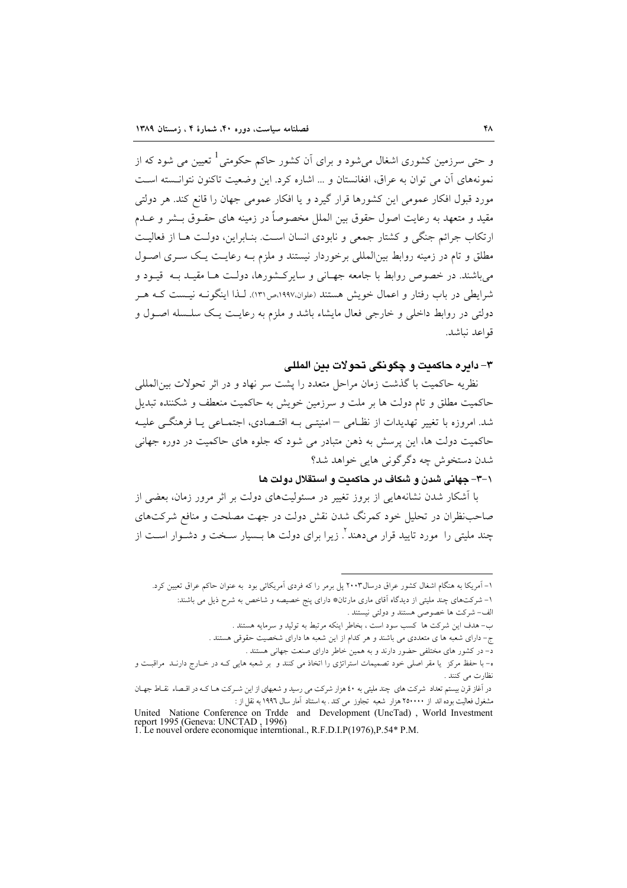و حتی سرزمین کشوری اشغال می‌شود و برای آن کشور حاکم حکومتی[1] تعیین می شود که از نمونه‌های آن می توان به عراق، افغانستان و ... اشاره کرد. این وضعیت تاکنون نتوانسته است مورد قبول افکار عمومی این کشورها قرار گیرد و یا افکار عمومی جهان را قانع کند. هر دولتی مقید و متعهد به رعایت اصول حقوق بین الملل مخصوصاً در زمینه های حقوق بشر و عدم ارتکاب جرائم جنگی و کشتار جمعی و نابودی انسان است. بنابراین، دولت ها از فعالیت مطلق و تام در زمینه روابط بین‌المللی برخوردار نیستند و ملزم به رعایت یک سری اصول می‌باشند. در خصوص روابط با جامعه جهانی و سایرکشورها، دولت ها مقید به قیود و شرایطی در باب رفتار و اعمال خویش هستند (علوان،۱۹۹۷،ص۱۳۱). لذا اینگونه نیست که هر دولتی در روابط داخلی و خارجی فعال مایشاء باشد و ملزم به رعایت یک سلسله اصول و قواعد نباشد.

## ۳- دایره حاکمیت و چگونگی تحولات بین المللی

نظریه حاکمیت با گذشت زمان مراحل متعدد را پشت سر نهاد و در اثر تحولات بین‌المللی حاکمیت مطلق و تام دولت ها بر ملت و سرزمین خویش به حاکمیت منعطف و شکننده تبدیل شد. امروزه با تغییر تهدیدات از نظامی – امنیتی به اقتصادی، اجتماعی یا فرهنگی علیه حاکمیت دولت ها، این پرسش به ذهن متبادر می شود که جلوه های حاکمیت در دوره جهانی شدن دستخوش چه دگرگونی هایی خواهد شد؟

### ۳-۱- جهانی شدن و شکاف در حاکمیت و استقلال دولت ها

با آشکار شدن نشانه‌هایی از بروز تغییر در مسئولیت‌های دولت بر اثر مرور زمان، بعضی از صاحب‌نظران در تحلیل خود کمرنگ شدن نقش دولت در جهت مصلحت و منافع شرکت‌های چند ملیتی را مورد تایید قرار می‌دهند[2]. زیرا برای دولت ها بسیار سخت و دشوار است از

---

۱- آمریکا به هنگام اشغال کشور عراق درسال۲۰۰۳ پل برمر را که فردی آمریکائی بود به عنوان حاکم عراق تعیین کرد.

۱- شرکت‌های چند ملیتی از دیدگاه آقای ماری مارتان* دارای پنج خصیصه و شاخص به شرح ذیل می باشند:

الف- شرکت ها خصوصی هستند و دولتی نیستند .

ب- هدف این شرکت ها کسب سود است ، بخاطر اینکه مرتبط به تولید و سرمایه هستند .

ج- دارای شعبه ها ی متعددی می باشند و هر کدام از این شعبه ها دارای شخصیت حقوقی هستند .

د- در کشور های مختلفی حضور دارند و به همین خاطر دارای صنعت جهانی هستند .

ه- با حفظ مرکز یا مقر اصلی خود تصمیمات استراتژی را اتخاذ می کنند و بر شعبه هایی که در خارج دارند مراقبت و نظارت می کنند .

در آغاز قرن بیستم تعداد شرکت های چند ملیتی به ٤٠ هزار شرکت می رسید و شعبهای از این شرکت ها که در اقصاء نقاط جهان مشغول فعالیت بوده اند از ۲۵۰۰۰۰ هزار شعبه تجاوز می کند . به استناد آمار سال ۱۹۹٦ به نقل از :

United Natione Conference on Trdde and Development (UncTad) , World Investment report 1995 (Geneva: UNCTAD , 1996)

1. Le nouvel ordere economique interntional., R.F.D.I.P(1976),P.54* P.M.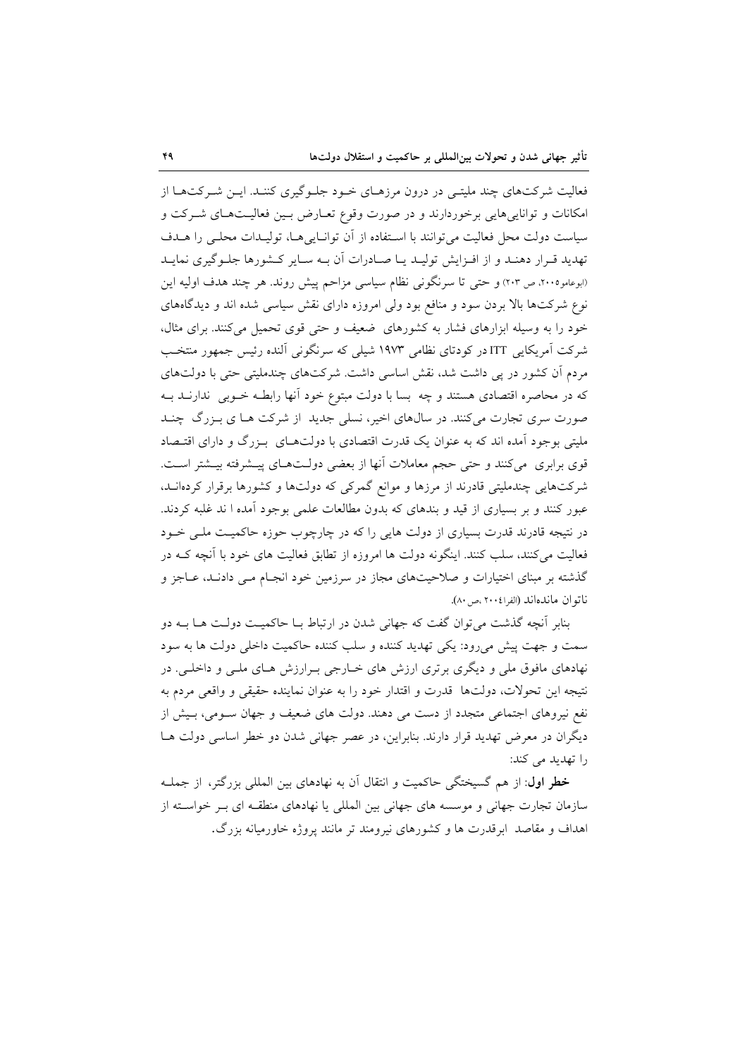فعالیت شرکت‌های چند ملیتـی در درون مرزهـای خـود جلـوگیری کننـد. ایـن شـرکت‌هـا از امکانات و توانایی‌هایی برخوردارند و در صورت وقوع تعـارض بـین فعالیـت‌هـای شـرکت و سیاست دولت محل فعالیت می‌توانند با اسـتفاده از آن توانـایی‌هـا، تولیـدات محلـی را هـدف تهدید قـرار دهنـد و از افـزایش تولیـد یـا صـادرات آن بـه سـایر کـشورها جلـوگیری نمایـد (ابوعامو۲۰۰۵، ص ۲۰۳) و حتی تا سرنگونی نظام سیاسی مزاحم پیش روند. هر چند هدف اولیه این نوع شرکت‌ها بالا بردن سود و منافع بود ولی امروزه دارای نقش سیاسی شده اند و دیدگاه‌های خود را به وسیله ابزارهای فشار به کشورهای ضعیف و حتی قوی تحمیل می‌کنند. برای مثال، شرکت آمریکایی ITT در کودتای نظامی ۱۹۷۳ شیلی که سرنگونی آلنده رئیس جمهور منتخـب مردم آن کشور در پی داشت شد، نقش اساسی داشت. شرکت‌های چندملیتی حتی با دولت‌های که در محاصره اقتصادی هستند و چه بسا با دولت متبوع خود آنها رابطـه خـوبی ندارنـد بـه صورت سری تجارت می‌کنند. در سال‌های اخیر، نسلی جدید از شرکت هـا ی بـزرگ چنـد ملیتی بوجود آمده اند که به عنوان یک قدرت اقتصادی با دولت‌هـای بـزرگ و دارای اقتـصاد قوی برابری می‌کنند و حتی حجم معاملات آنها از بعضی دولـت‌هـای پیـشرفته بیـشتر اسـت. شرکت‌هایی چندملیتی قادرند از مرزها و موانع گمرکی که دولت‌ها و کشورها برقرار کرده‌انـد، عبور کنند و بر بسیاری از قید و بندهای که بدون مطالعات علمی بوجود آمده ا ند غلبه کردند. در نتیجه قادرند قدرت بسیاری از دولت هایی را که در چارچوب حوزه حاکمیـت ملـی خـود فعالیت می‌کنند، سلب کنند. اینگونه دولت ها امروزه از تطابق فعالیت های خود با آنچه کـه در گذشته بر مبنای اختیارات و صلاحیت‌های مجاز در سرزمین خود انجـام مـی دادنـد، عـاجز و ناتوان مانده‌اند (الفرا۲۰۰٤ ،ص۸۰).

بنابر آنچه گذشت می‌توان گفت که جهانی شدن در ارتباط بـا حاکمیـت دولـت هـا بـه دو سمت و جهت پیش می‌رود: یکی تهدید کننده و سلب کننده حاکمیت داخلی دولت ها به سود نهادهای مافوق ملی و دیگری برتری ارزش های خـارجی بـرارزش هـای ملـی و داخلـی. در نتیجه این تحولات، دولت‌ها قدرت و اقتدار خود را به عنوان نماینده حقیقی و واقعی مردم به نفع نیروهای اجتماعی متجدد از دست می دهند. دولت های ضعیف و جهان سـومی، بـیش از دیگران در معرض تهدید قرار دارند. بنابراین، در عصر جهانی شدن دو خطر اساسی دولت هـا را تهدید می کند:

**خطر اول**: از هم گسیختگی حاکمیت و انتقال آن به نهادهای بین المللی بزرگتر، از جملـه سازمان تجارت جهانی و موسسه های جهانی بین المللی یا نهادهای منطقـه ای بـر خواسـته از اهداف و مقاصد ابرقدرت ها و کشورهای نیرومند تر مانند پروژه خاورمیانه بزرگ.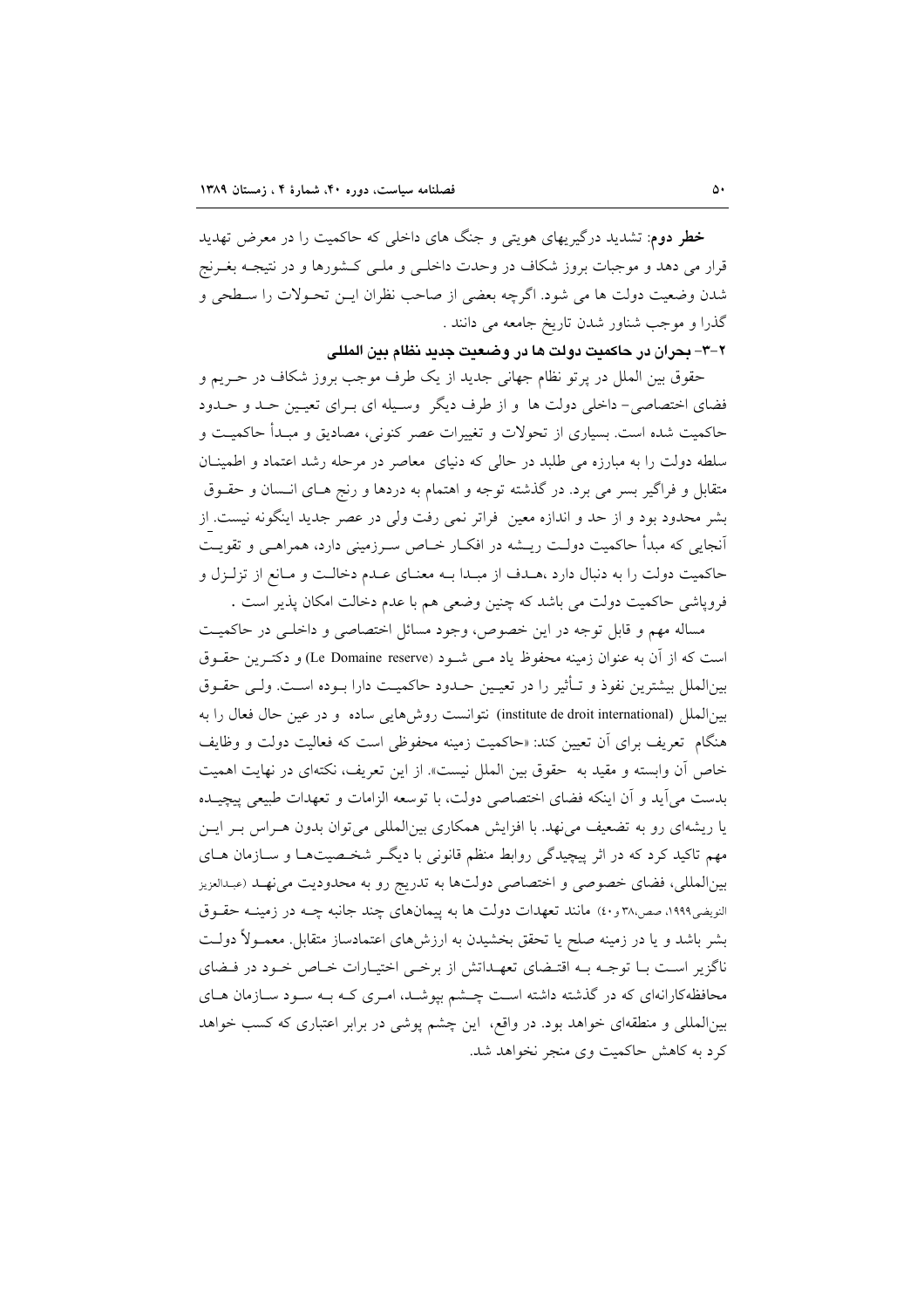**خطر دوم**: تشدید درگیریهای هویتی و جنگ های داخلی که حاکمیت را در معرض تهدید قرار می دهد و موجبات بروز شکاف در وحدت داخلی و ملی کشورها و در نتیجه بغرنج شدن وضعیت دولت ها می شود. اگرچه بعضی از صاحب نظران این تحولات را سطحی و گذرا و موجب شناور شدن تاریخ جامعه می دانند .

### ۲-۳- بحران در حاکمیت دولت ها در وضعیت جدید نظام بین المللی

حقوق بین الملل در پرتو نظام جهانی جدید از یک طرف موجب بروز شکاف در حریم و فضای اختصاصی- داخلی دولت ها و از طرف دیگر وسیله ای برای تعیین حد و حدود حاکمیت شده است. بسیاری از تحولات و تغییرات عصر کنونی، مصادیق و مبدأ حاکمیت و سلطه دولت را به مبارزه می طلبد در حالی که دنیای معاصر در مرحله رشد اعتماد و اطمینان متقابل و فراگیر بسر می برد. در گذشته توجه و اهتمام به دردها و رنج های انسان و حقوق بشر محدود بود و از حد و اندازه معین فراتر نمی رفت ولی در عصر جدید اینگونه نیست. از آنجایی که مبدأ حاکمیت دولت ریشه در افکار خاص سرزمینی دارد، همراهی و تقویت حاکمیت دولت را به دنبال دارد ،هدف از مبدا به معنای عدم دخالت و مانع از تزلزل و فروپاشی حاکمیت دولت می باشد که چنین وضعی هم با عدم دخالت امکان پذیر است .

مساله مهم و قابل توجه در این خصوص، وجود مسائل اختصاصی و داخلی در حاکمیت است که از آن به عنوان زمینه محفوظ یاد می شود (Le Domaine reserve) و دکترین حقوق بین‌الملل بیشترین نفوذ و تأثیر را در تعیین حدود حاکمیت دارا بوده است. ولی حقوق بین‌الملل (institute de droit international) نتوانست روش‌هایی ساده و در عین حال فعال را به هنگام تعریف برای آن تعیین کند: «حاکمیت زمینه محفوظی است که فعالیت دولت و وظایف خاص آن وابسته و مقید به حقوق بین الملل نیست». از این تعریف، نکته‌ای در نهایت اهمیت بدست می‌آید و آن اینکه فضای اختصاصی دولت، با توسعه الزامات و تعهدات طبیعی پیچیده یا ریشه‌ای رو به تضعیف می‌نهد. با افزایش همکاری بین‌المللی می‌توان بدون هراس بر این مهم تاکید کرد که در اثر پیچیدگی روابط منظم قانونی با دیگر شخصیت‌ها و سازمان های بین‌المللی، فضای خصوصی و اختصاصی دولت‌ها به تدریج رو به محدودیت می‌نهد (عبدالعزیز النویضی۱۹۹۹، صص۳۸ و۴۰) مانند تعهدات دولت ها به پیمان‌های چند جانبه چه در زمینه حقوق بشر باشد و یا در زمینه صلح یا تحقق بخشیدن به ارزش‌های اعتمادساز متقابل. معمولاً دولت ناگزیر است با توجه به اقتضای تعهداتش از برخی اختیارات خاص خود در فضای محافظه‌کارانه‌ای که در گذشته داشته است چشم بپوشد، امری که به سود سازمان های بین‌المللی و منطقه‌ای خواهد بود. در واقع، این چشم پوشی در برابر اعتباری که کسب خواهد کرد به کاهش حاکمیت وی منجر نخواهد شد.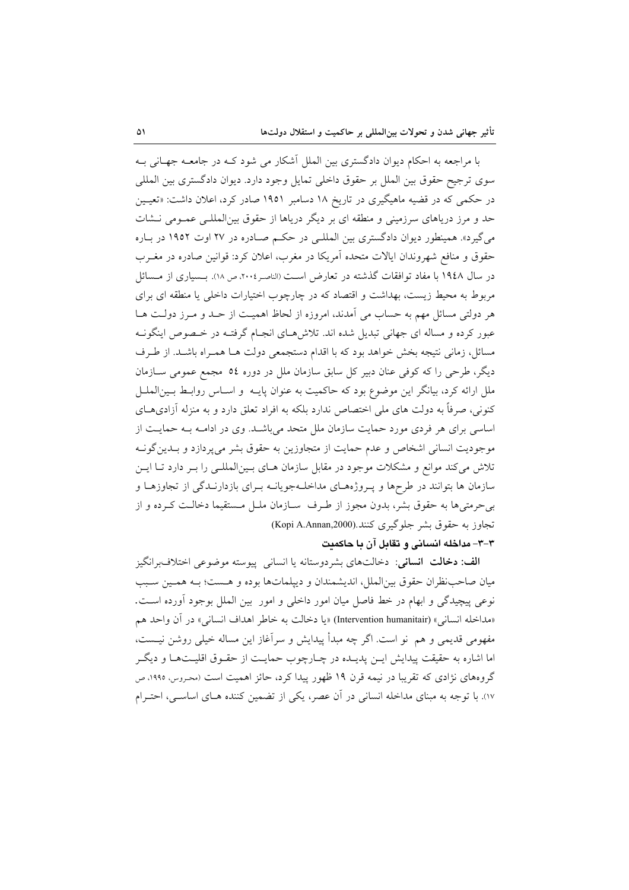با مراجعه به احکام دیوان دادگستری بین الملل آشکار می شود کـه در جامعـه جهـانی بـه سوی ترجیح حقوق بین الملل بر حقوق داخلی تمایل وجود دارد. دیوان دادگستری بین المللی در حکمی که در قضیه ماهیگیری در تاریخ ۱۸ دسامبر ۱۹۵۱ صادر کرد، اعلان داشت: «تعیـین حد و مرز دریاهای سرزمینی و منطقه ای بر دیگر دریاها از حقوق بین‌المللـی عمـومی نـشات می‌گیرد». همینطور دیوان دادگستری بین المللـی در حکـم صـادره در ۲۷ اوت ۱۹۵۲ در بـاره حقوق و منافع شهروندان ایالات متحده آمریکا در مغرب، اعلان کرد: قوانین صادره در مغـرب در سال ۱۹٤۸ با مفاد توافقات گذشته در تعارض اسـت (الناصر،۲۰۰٤، ص ۱۸). بـسیاری از مـسائل مربوط به محیط زیست، بهداشت و اقتصاد که در چارچوب اختیارات داخلی یا منطقه ای برای هر دولتی مسائل مهم به حساب می آمدند، امروزه از لحاظ اهمیـت از حـد و مـرز دولـت هـا عبور کرده و مساله ای جهانی تبدیل شده اند. تلاش‌هـای انجـام گرفتـه در خـصوص اینگونـه مسائل، زمانی نتیجه بخش خواهد بود که با اقدام دستجمعی دولت هـا همـراه باشـد. از طـرف دیگر، طرحی را که کوفی عنان دبیر کل سابق سازمان ملل در دوره ٥٤ مجمع عمومی سـازمان ملل ارائه کرد، بیانگر این موضوع بود که حاکمیت به عنوان پایـه و اسـاس روابـط بـین‌الملـل کنونی، صرفاً به دولت های ملی اختصاص ندارد بلکه به افراد تعلق دارد و به منزله آزادی‌هـای اساسی برای هر فردی مورد حمایت سازمان ملل متحد می‌باشـد. وی در ادامـه بـه حمایـت از موجودیت انسانی اشخاص و عدم حمایت از متجاوزین به حقوق بشر می‌پردازد و بـدین‌گونـه تلاش می‌کند موانع و مشکلات موجود در مقابل سازمان هـای بـین‌المللـی را بـر دارد تـا ایـن سازمان ها بتوانند در طرح‌ها و پـروژه‌هـای مداخلـه‌جویانـه بـرای بازدارنـدگی از تجاوزهـا و بی‌حرمتی‌ها به حقوق بشر، بدون مجوز از طـرف سـازمان ملـل مـستقیما دخالـت کـرده و از تجاوز به حقوق بشر جلوگیری کنند.(Kopi A.Annan,2000)

### ۳-۳- مداخله انسانی و تقابل آن با حاکمیت

**الف: دخالت انسانی**: دخالت‌های بشردوستانه یا انسانی پیوسته موضوعی اختلاف‌برانگیز میان صاحب‌نظران حقوق بین‌الملل، اندیشمندان و دیپلمات‌ها بوده و هـست؛ بـه همـین سـبب نوعی پیچیدگی و ابهام در خط فاصل میان امور داخلی و امور بین الملل بوجود آورده اسـت. «مداخله انسانی» (Intervention humanitair) «یا دخالت به خاطر اهداف انسانی» در آن واحد هم مفهومی قدیمی و هم نو است. اگر چه مبدأ پیدایش و سرآغاز این مساله خیلی روشن نیـست، اما اشاره به حقیقت پیدایش ایـن پدیـده در چـارچوب حمایـت از حقـوق اقلیـت‌هـا و دیگـر گروه‌های نژادی که تقریبا در نیمه قرن ۱۹ ظهور پیدا کرد، حائز اهمیت است (محروس، ۱۹۹۵، ص ۱۷). با توجه به مبنای مداخله انسانی در آن عصر، یکی از تضمین کننده هـای اساسـی، احتـرام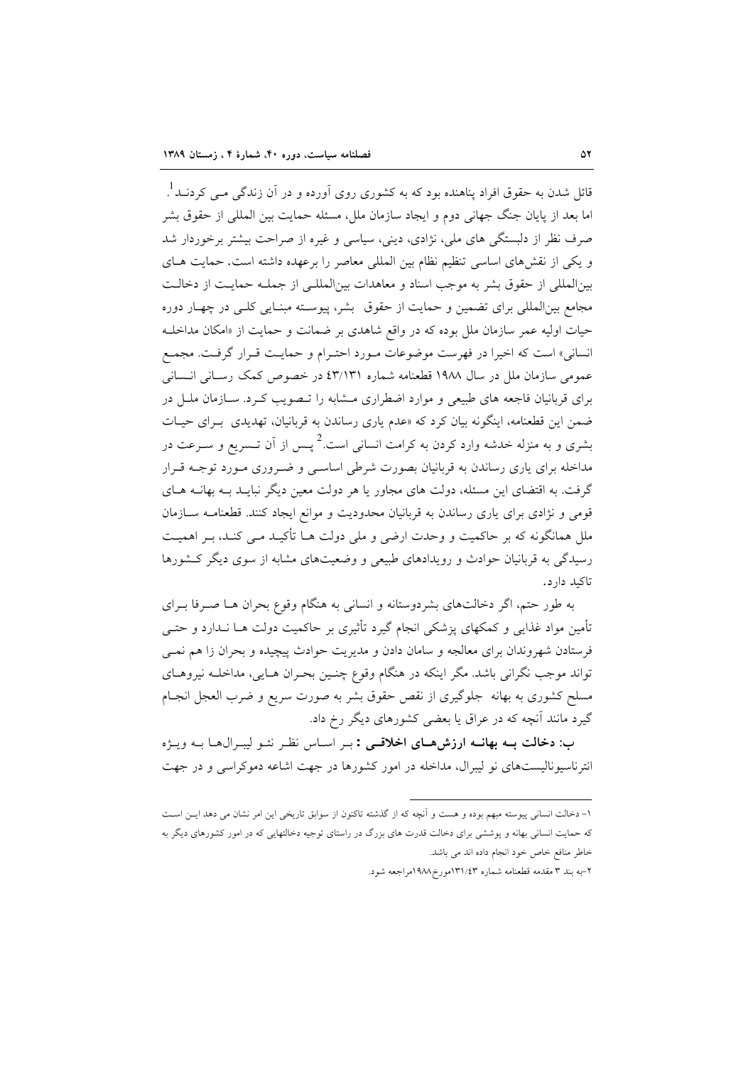قائل شدن به حقوق افراد پناهنده بود که به کشوری روی آورده و در آن زندگی مـی کردنـد[1]. اما بعد از پایان جنگ جهانی دوم و ایجاد سازمان ملل، مسئله حمایت بین المللی از حقوق بشر صرف نظر از دلبستگی های ملی، نژادی، دینی، سیاسی و غیره از صراحت بیشتر برخوردار شد و یکی از نقش‌های اساسی تنظیم نظام بین المللی معاصر را برعهده داشته است. حمایت هـای بین‌المللی از حقوق بشر به موجب اسناد و معاهدات بین‌المللـی از جملـه حمایـت از دخالـت مجامع بین‌المللی برای تضمین و حمایت از حقوق بشر، پیوسـته مبنـایی کلـی در چهـار دوره حیات اولیه عمر سازمان ملل بوده که در واقع شاهدی بر ضمانت و حمایت از «امکان مداخلـه انسانی» است که اخیرا در فهرست موضوعات مـورد احتـرام و حمایـت قـرار گرفـت. مجمـع عمومی سازمان ملل در سال ۱۹۸۸ قطعنامه شماره ٤٣/١٣١ در خصوص کمک رسـانی انـسانی برای قربانیان فاجعه های طبیعی و موارد اضطراری مـشابه را تـصویب کـرد. سـازمان ملـل در ضمن این قطعنامه، اینگونه بیان کرد که «عدم یاری رساندن به قربانیان، تهدیدی بـرای حیـات بشری و به منزله خدشه وارد کردن به کرامت انسانی است.[2] پـس از آن تـسریع و سـرعت در مداخله برای یاری رساندن به قربانیان بصورت شرطی اساسـی و ضـروری مـورد توجـه قـرار گرفت. به اقتضای این مسئله، دولت های مجاور یا هر دولت معین دیگر نبایـد بـه بهانـه هـای قومی و نژادی برای یاری رساندن به قربانیان محدودیت و موانع ایجاد کنند. قطعنامـه سـازمان ملل همانگونه که بر حاکمیت و وحدت ارضی و ملی دولت هـا تأکیـد مـی کنـد، بـر اهمیـت رسیدگی به قربانیان حوادث و رویدادهای طبیعی و وضعیت‌های مشابه از سوی دیگر کـشورها تاکید دارد.

به طور حتم، اگر دخالت‌های بشردوستانه و انسانی به هنگام وقوع بحران هـا صـرفا بـرای تأمین مواد غذایی و کمکهای پزشکی انجام گیرد تأثیری بر حاکمیت دولت هـا نـدارد و حتـی فرستادن شهروندان برای معالجه و سامان دادن و مدیریت حوادث پیچیده و بحران زا هم نمـی تواند موجب نگرانی باشد. مگر اینکه در هنگام وقوع چنـین بحـران هـایی، مداخلـه نیروهـای مسلح کشوری به بهانه جلوگیری از نقض حقوق بشر به صورت سریع و ضرب العجل انجـام گیرد مانند آنچه که در عراق یا بعضی کشورهای دیگر رخ داد.

**ب: دخالت بـه بهانـه ارزش‌هـای اخلاقـی :** بـر اسـاس نظـر نئـو لیبـرال‌هـا بـه ویـژه انترناسیونالیست‌های نو لیبرال، مداخله در امور کشورها در جهت اشاعه دموکراسی و در جهت

---

۱- دخالت انسانی پیوسته مبهم بوده و هست و آنچه که از گذشته تاکنون از سوابق تاریخی این امر نشان می دهد ایـن اسـت که حمایت انسانی بهانه و پوششی برای دخالت قدرت های بزرگ در راستای توجیه دخالتهایی که در امور کشورهای دیگر به خاطر منافع خاص خود انجام داده اند می باشد.

۲-به بند ۳ مقدمه قطعنامه شماره ۱۳۱/٤٣مورخ۱۹۸۸مراجعه شود.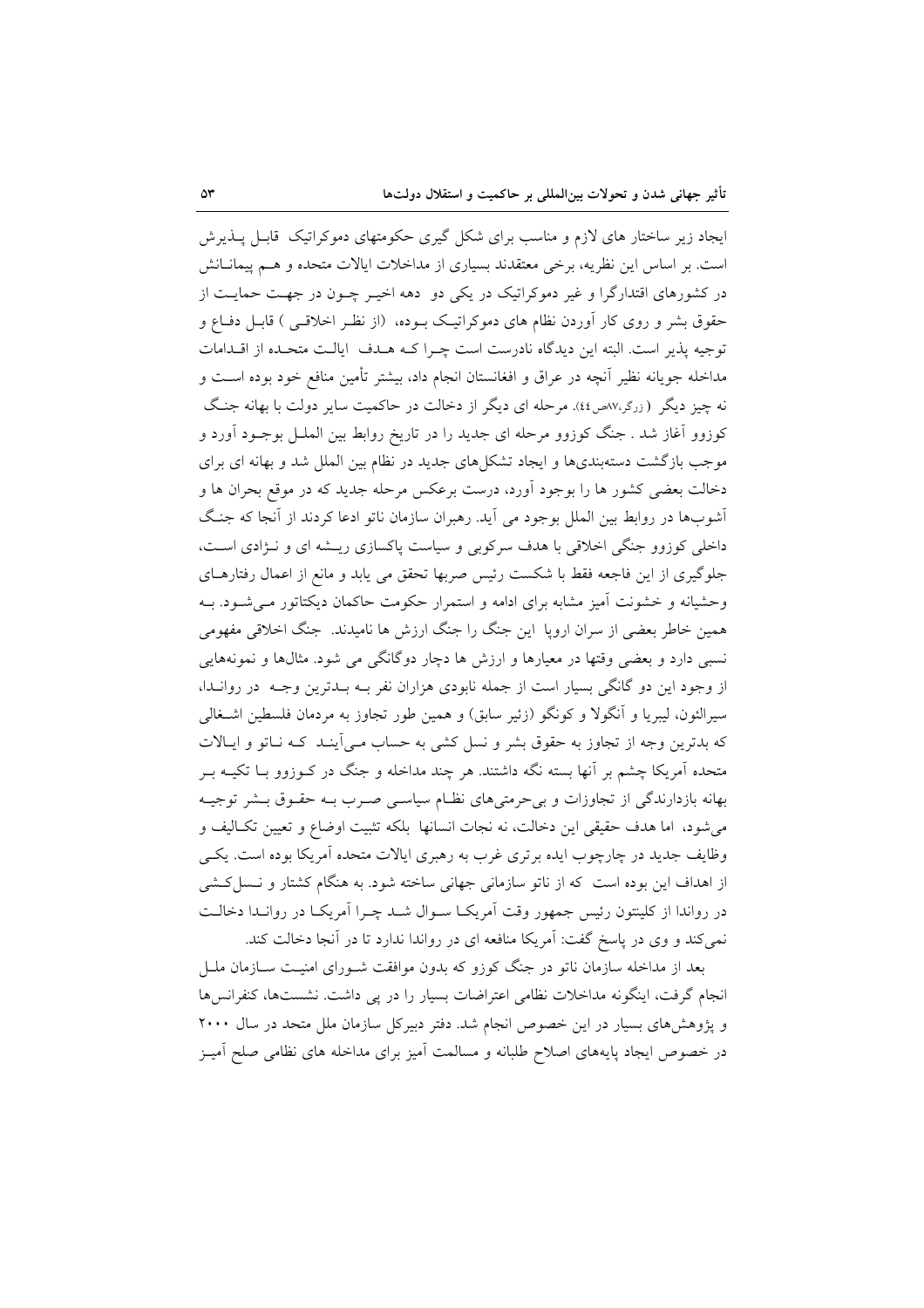ایجاد زیر ساختار های لازم و مناسب برای شکل گیری حکومتهای دموکراتیک قابـل پـذیرش است. بر اساس این نظریه، برخی معتقدند بسیاری از مداخلات ایالات متحده و هـم پیمانـانش در کشورهای اقتدارگرا و غیر دموکراتیک در یکی دو دهه اخیـر چـون در جهـت حمایـت از حقوق بشر و روی کار آوردن نظام های دموکراتیـک بـوده، (از نظـر اخلاقـی ) قابـل دفـاع و توجیه پذیر است. البته این دیدگاه نادرست است چـرا کـه هـدف ایالـت متحـده از اقـدامات مداخله جویانه نظیر آنچه در عراق و افغانستان انجام داد، بیشتر تأمین منافع خود بوده اسـت و نه چیز دیگر (زرگر،۸۷ص٤٤). مرحله ای دیگر از دخالت در حاکمیت سایر دولت با بهانه جنـگ کوزوو آغاز شد . جنگ کوزوو مرحله ای جدید را در تاریخ روابط بین الملـل بوجـود آورد و موجب بازگشت دسته‌بندی‌ها و ایجاد تشکل‌های جدید در نظام بین الملل شد و بهانه ای برای دخالت بعضی کشور ها را بوجود آورد، درست برعکس مرحله جدید که در موقع بحران ها و آشوب‌ها در روابط بین الملل بوجود می آید. رهبران سازمان ناتو ادعا کردند از آنجا که جنـگ داخلی کوزوو جنگی اخلاقی با هدف سرکوبی و سیاست پاکسازی ریـشه ای و نـژادی اسـت، جلوگیری از این فاجعه فقط با شکست رئیس صربها تحقق می یابد و مانع از اعمال رفتارهـای وحشیانه و خشونت آمیز مشابه برای ادامه و استمرار حکومت حاکمان دیکتاتور مـی‌شـود. بـه همین خاطر بعضی از سران اروپا این جنگ را جنگ ارزش ها نامیدند. جنگ اخلاقی مفهومی نسبی دارد و بعضی وقتها در معیارها و ارزش ها دچار دوگانگی می شود. مثال‌ها و نمونه‌هایی از وجود این دو گانگی بسیار است از جمله نابودی هزاران نفر بـه بـدترین وجـه در روانـدا، سیرالئون، لیبریا و آنگولا و کونگو (زئیر سابق) و همین طور تجاوز به مردمان فلسطین اشـغالی که بدترین وجه از تجاوز به حقوق بشر و نسل کشی به حساب مـی‌آینـد کـه نـاتو و ایـالات متحده آمریکا چشم بر آنها بسته نگه داشتند. هر چند مداخله و جنگ در کـوزوو بـا تکیـه بـر بهانه بازدارندگی از تجاوزات و بی‌حرمتی‌های نظـام سیاسـی صـرب بـه حقـوق بـشر توجیـه می‌شود، اما هدف حقیقی این دخالت، نه نجات انسانها بلکه تثبیت اوضاع و تعیین تکـالیف و وظایف جدید در چارچوب ایده برتری غرب به رهبری ایالات متحده آمریکا بوده است. یکـی از اهداف این بوده است که از ناتو سازمانی جهانی ساخته شود. به هنگام کشتار و نـسل‌کـشی در رواندا از کلینتون رئیس جمهور وقت آمریکـا سـوال شـد چـرا آمریکـا در روانـدا دخالـت نمی‌کند و وی در پاسخ گفت: آمریکا منافعه ای در رواندا ندارد تا در آنجا دخالت کند.

بعد از مداخله سازمان ناتو در جنگ کوزو که بدون موافقت شـورای امنیـت سـازمان ملـل انجام گرفت، اینگونه مداخلات نظامی اعتراضات بسیار را در پی داشت. نشست‌ها، کنفرانس‌ها و پژوهش‌های بسیار در این خصوص انجام شد. دفتر دبیرکل سازمان ملل متحد در سال ۲۰۰۰ در خصوص ایجاد پایه‌های اصلاح طلبانه و مسالمت آمیز برای مداخله های نظامی صلح آمیـز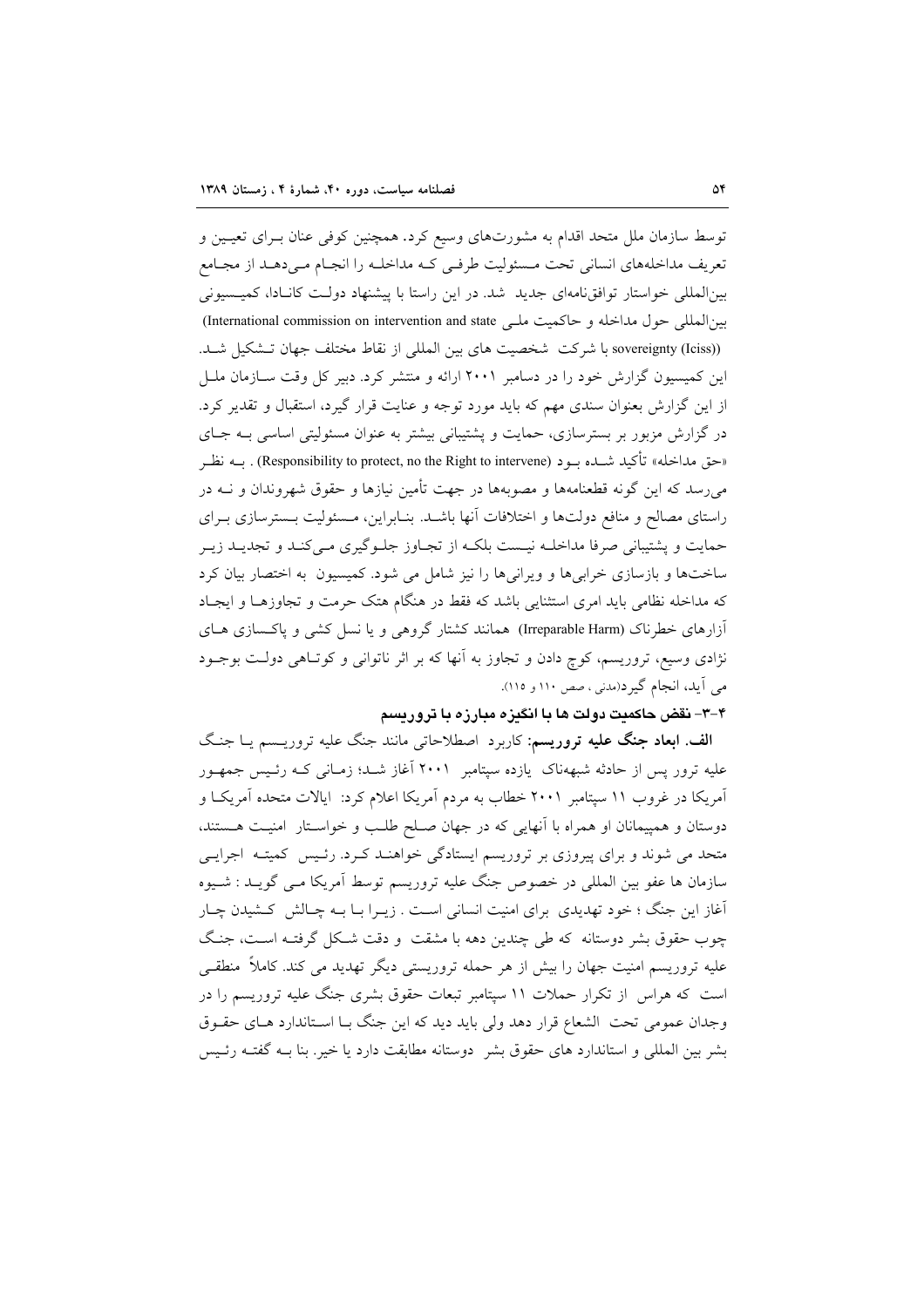توسط سازمان ملل متحد اقدام به مشورت‌های وسیع کرد. همچنین کوفی عنان بـرای تعیـین و تعریف مداخله‌های انسانی تحت مـسئولیت طرفـی کـه مداخلـه را انجـام مـی‌دهـد از مجـامع بین‌المللی خواستار توافق‌نامه‌ای جدید شد. در این راستا با پیشنهاد دولـت کانـادا، کمیـسیونی بین‌المللی حول مداخله و حاکمیت ملـی (International commission on intervention and state sovereignty (Iciss)) با شرکت شخصیت های بین المللی از نقاط مختلف جهان تـشکیل شـد. این کمیسیون گزارش خود را در دسامبر ۲۰۰۱ ارائه و منتشر کرد. دبیر کل وقت سـازمان ملـل از این گزارش بعنوان سندی مهم که باید مورد توجه و عنایت قرار گیرد، استقبال و تقدیر کرد. در گزارش مزبور بر بسترسازی، حمایت و پشتیبانی بیشتر به عنوان مسئولیتی اساسی بـه جـای «حق مداخله» تأکید شـده بـود (Responsibility to protect, no the Right to intervene) . بـه نظـر می‌رسد که این گونه قطعنامه‌ها و مصوبه‌ها در جهت تأمین نیازها و حقوق شهروندان و نـه در راستای مصالح و منافع دولت‌ها و اختلافات آنها باشـد. بنـابراین، مـسئولیت بـسترسازی بـرای حمایت و پشتیبانی صرفا مداخلـه نیـست بلکـه از تجـاوز جلـوگیری مـی‌کنـد و تجدیـد زیـر ساخت‌ها و بازسازی خرابی‌ها و ویرانی‌ها را نیز شامل می شود. کمیسیون به اختصار بیان کرد که مداخله نظامی باید امری استثنایی باشد که فقط در هنگام هتک حرمت و تجاوزهـا و ایجـاد آزارهای خطرناک (Irreparable Harm) همانند کشتار گروهی و یا نسل کشی و پاکـسازی هـای نژادی وسیع، تروریسم، کوچ دادن و تجاوز به آنها که بر اثر ناتوانی و کوتـاهی دولـت بوجـود می آید، انجام گیرد(مدنی ، صص ۱۱۰ و ۱۱۵).

### ۴-۳- نقض حاکمیت دولت ها با انگیزه مبارزه با تروریسم

**الف. ابعاد جنگ علیه تروریسم:** کاربرد اصطلاحاتی مانند جنگ علیه تروریـسم یـا جنـگ علیه ترور پس از حادثه شبهه‌ناک یازده سپتامبر ۲۰۰۱ آغاز شـد؛ زمـانی کـه رئـیس جمهـور آمریکا در غروب ۱۱ سپتامبر ۲۰۰۱ خطاب به مردم آمریکا اعلام کرد: ایالات متحده آمریکـا و دوستان و همپیمانان او همراه با آنهایی که در جهان صـلح طلـب و خواسـتار امنیـت هـستند، متحد می شوند و برای پیروزی بر تروریسم ایستادگی خواهنـد کـرد. رئـیس کمیتـه اجرایـی سازمان ها عفو بین المللی در خصوص جنگ علیه تروریسم توسط آمریکا مـی گویـد : شـیوه آغاز این جنگ ؛ خود تهدیدی برای امنیت انسانی اسـت . زیـرا بـا بـه چـالش کـشیدن چـار چوب حقوق بشر دوستانه که طی چندین دهه با مشقت و دقت شـکل گرفتـه اسـت، جنـگ علیه تروریسم امنیت جهان را بیش از هر حمله تروریستی دیگر تهدید می کند. کاملاً منطقـی است که هراس از تکرار حملات ۱۱ سپتامبر تبعات حقوق بشری جنگ علیه تروریسم را در وجدان عمومی تحت الشعاع قرار دهد ولی باید دید که این جنگ بـا اسـتاندارد هـای حقـوق بشر بین المللی و استاندارد های حقوق بشر دوستانه مطابقت دارد یا خیر. بنا بـه گفتـه رئـیس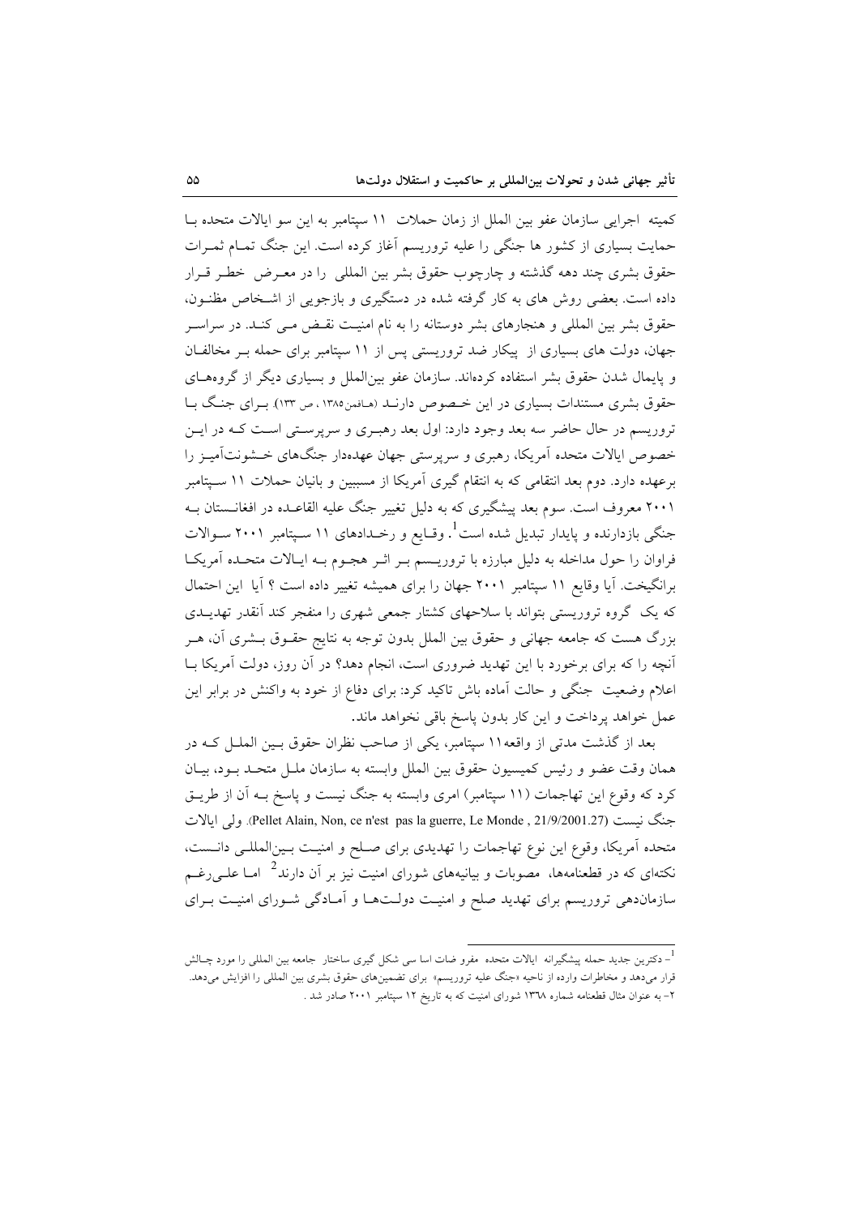کمیته اجرایی سازمان عفو بین الملل از زمان حملات ۱۱ سپتامبر به این سو ایالات متحده با حمایت بسیاری از کشور ها جنگی را علیه تروریسم آغاز کرده است. این جنگ تمام ثمرات حقوق بشری چند دهه گذشته و چارچوب حقوق بشر بین المللی را در معرض خطر قرار داده است. بعضی روش های به کار گرفته شده در دستگیری و بازجویی از اشخاص مظنون، حقوق بشر بین المللی و هنجارهای بشر دوستانه را به نام امنیت نقض می کند. در سراسر جهان، دولت های بسیاری از پیکار ضد تروریستی پس از ۱۱ سپتامبر برای حمله بر مخالفان و پایمال شدن حقوق بشر استفاده کرده‌اند. سازمان عفو بین‌الملل و بسیاری دیگر از گروه‌های حقوق بشری مستندات بسیاری در این خصوص دارند (هافمن۱۳۸۵، ص ۱۳۳). برای جنگ با تروریسم در حال حاضر سه بعد وجود دارد: اول بعد رهبری و سرپرستی است که در این خصوص ایالات متحده آمریکا، رهبری و سرپرستی جهان عهده‌دار جنگ‌های خشونت‌آمیز را برعهده دارد. دوم بعد انتقامی که به انتقام گیری آمریکا از مسببین و بانیان حملات ۱۱ سپتامبر ۲۰۰۱ معروف است. سوم بعد پیشگیری که به دلیل تغییر جنگ علیه القاعده در افغانستان به جنگی بازدارنده و پایدار تبدیل شده است[1]. وقایع و رخدادهای ۱۱ سپتامبر ۲۰۰۱ سوالات فراوان را حول مداخله به دلیل مبارزه با تروریسم بر اثر هجوم به ایالات متحده آمریکا برانگیخت. آیا وقایع ۱۱ سپتامبر ۲۰۰۱ جهان را برای همیشه تغییر داده است ؟ آیا این احتمال که یک گروه تروریستی بتواند با سلاحهای کشتار جمعی شهری را منفجر کند آنقدر تهدیدی بزرگ هست که جامعه جهانی و حقوق بین الملل بدون توجه به نتایج حقوق بشری آن، هر آنچه را که برای برخورد با این تهدید ضروری است، انجام دهد؟ در آن روز، دولت آمریکا با اعلام وضعیت جنگی و حالت آماده باش تاکید کرد: برای دفاع از خود به واکنش در برابر این عمل خواهد پرداخت و این کار بدون پاسخ باقی نخواهد ماند.

بعد از گذشت مدتی از واقعه۱۱ سپتامبر، یکی از صاحب نظران حقوق بین الملل که در همان وقت عضو و رئیس کمیسیون حقوق بین الملل وابسته به سازمان ملل متحد بود، بیان کرد که وقوع این تهاجمات (۱۱ سپتامبر) امری وابسته به جنگ نیست و پاسخ به آن از طریق جنگ نیست (Pellet Alain, Non, ce n'est pas la guerre, Le Monde , 21/9/2001.27). ولی ایالات متحده آمریکا، وقوع این نوع تهاجمات را تهدیدی برای صلح و امنیت بین‌المللی دانست، نکته‌ای که در قطعنامه‌ها، مصوبات و بیانیه‌های شورای امنیت نیز بر آن دارند[2] اما علی‌رغم سازمان‌دهی تروریسم برای تهدید صلح و امنیت دولت‌ها و آمادگی شورای امنیت برای

---

[1] - دکترین جدید حمله پیشگیرانه ایالات متحده مفروضات اساسی شکل گیری ساختار جامعه بین المللی را مورد چالش قرار می‌دهد و مخاطرات وارده از ناحیه «جنگ علیه تروریسم» برای تضمین‌های حقوق بشری بین المللی را افزایش می‌دهد.

[2] - به عنوان مثال قطعنامه شماره ۱۳۶۸ شورای امنیت که به تاریخ ۱۲ سپتامبر ۲۰۰۱ صادر شد .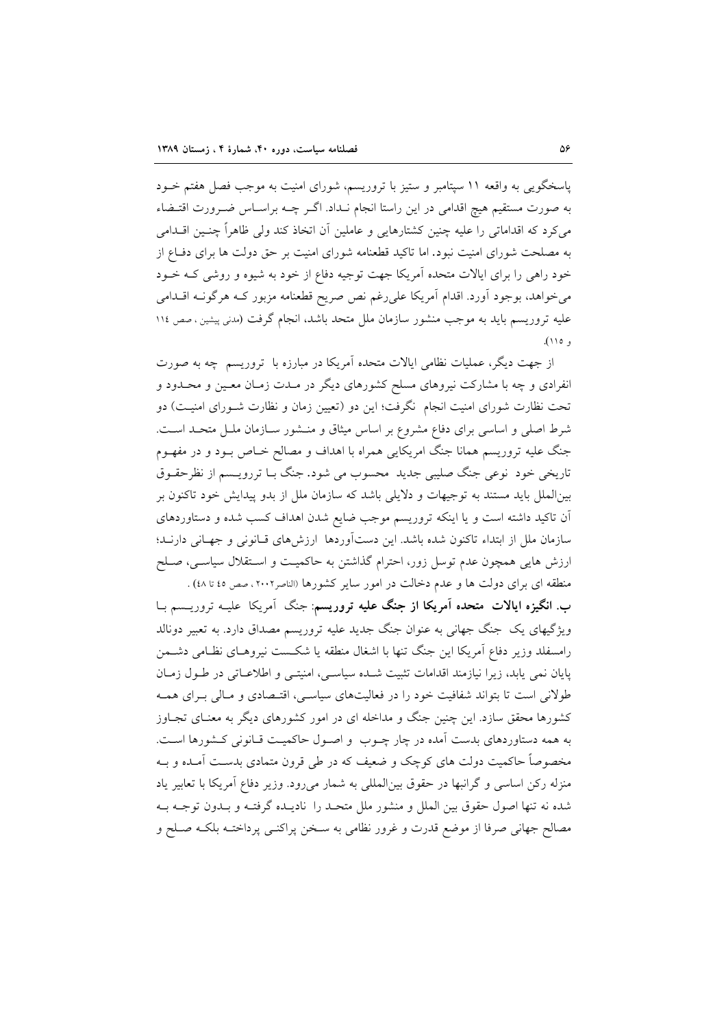پاسخگویی به واقعه ۱۱ سپتامبر و ستیز با تروریسم، شورای امنیت به موجب فصل هفتم خـود به صورت مستقیم هیچ اقدامی در این راستا انجام نـداد. اگـر چـه براسـاس ضـرورت اقتـضاء می‌کرد که اقداماتی را علیه چنین کشتارهایی و عاملین آن اتخاذ کند ولی ظاهراً چنـین اقـدامی به مصلحت شورای امنیت نبود. اما تاکید قطعنامه شورای امنیت بر حق دولت ها برای دفـاع از خود راهی را برای ایالات متحده آمریکا جهت توجیه دفاع از خود به شیوه و روشی کـه خـود می‌خواهد، بوجود آورد. اقدام آمریکا علی‌رغم نص صریح قطعنامه مزبور کـه هرگونـه اقـدامی علیه تروریسم باید به موجب منشور سازمان ملل متحد باشد، انجام گرفت (مدنی پیشین، صص ۱۱۴ و ۱۱۵).

از جهت دیگر، عملیات نظامی ایالات متحده آمریکا در مبارزه با تروریسم چه به صورت انفرادی و چه با مشارکت نیروهای مسلح کشورهای دیگر در مـدت زمـان معـین و محـدود و تحت نظارت شورای امنیت انجام نگرفت؛ این دو (تعیین زمان و نظارت شـورای امنیـت) دو شرط اصلی و اساسی برای دفاع مشروع بر اساس میثاق و منـشور سـازمان ملـل متحـد اسـت. جنگ علیه تروریسم همانا جنگ امریکایی همراه با اهداف و مصالح خـاص بـود و در مفهـوم تاریخی خود نوعی جنگ صلیبی جدید محسوب می شود. جنگ بـا ترروریـسم از نظرحقـوق بین‌الملل باید مستند به توجیهات و دلایلی باشد که سازمان ملل از بدو پیدایش خود تاکنون بر آن تاکید داشته است و یا اینکه تروریسم موجب ضایع شدن اهداف کسب شده و دستاوردهای سازمان ملل از ابتداء تاکنون شده باشد. این دست‌آوردها ارزش‌های قـانونی و جهـانی دارنـد؛ ارزش هایی همچون عدم توسل زور، احترام گذاشتن به حاکمیـت و اسـتقلال سیاسـی، صـلح منطقه ای برای دولت ها و عدم دخالت در امور سایر کشورها (الناصر۲۰۰۲، صص ۴۵ تا ۴۸) .

**ب. انگیزه ایالات متحده آمریکا از جنگ علیه تروریسم**: جنگ آمریکا علیـه تروریـسم بـا ویژگیهای یک جنگ جهانی به عنوان جنگ جدید علیه تروریسم مصداق دارد. به تعبیر دونالد رامسفلد وزیر دفاع آمریکا این جنگ تنها با اشغال منطقه یا شکـست نیروهـای نظـامی دشـمن پایان نمی یابد، زیرا نیازمند اقدامات تثبیت شـده سیاسـی، امنیتـی و اطلاعـاتی در طـول زمـان طولانی است تا بتواند شفافیت خود را در فعالیت‌های سیاسـی، اقتـصادی و مـالی بـرای همـه کشورها محقق سازد. این چنین جنگ و مداخله ای در امور کشورهای دیگر به معنـای تجـاوز به همه دستاوردهای بدست آمده در چار چـوب و اصـول حاکمیـت قـانونی کـشورها اسـت. مخصوصاً حاکمیت دولت های کوچک و ضعیف که در طی قرون متمادی بدسـت آمـده و بـه منزله رکن اساسی و گرانبها در حقوق بین‌المللی به شمار می‌رود. وزیر دفاع آمریکا با تعابیر یاد شده نه تنها اصول حقوق بین الملل و منشور ملل متحـد را نادیـده گرفتـه و بـدون توجـه بـه مصالح جهانی صرفا از موضع قدرت و غرور نظامی به سـخن پراکنـی پرداختـه بلکـه صـلح و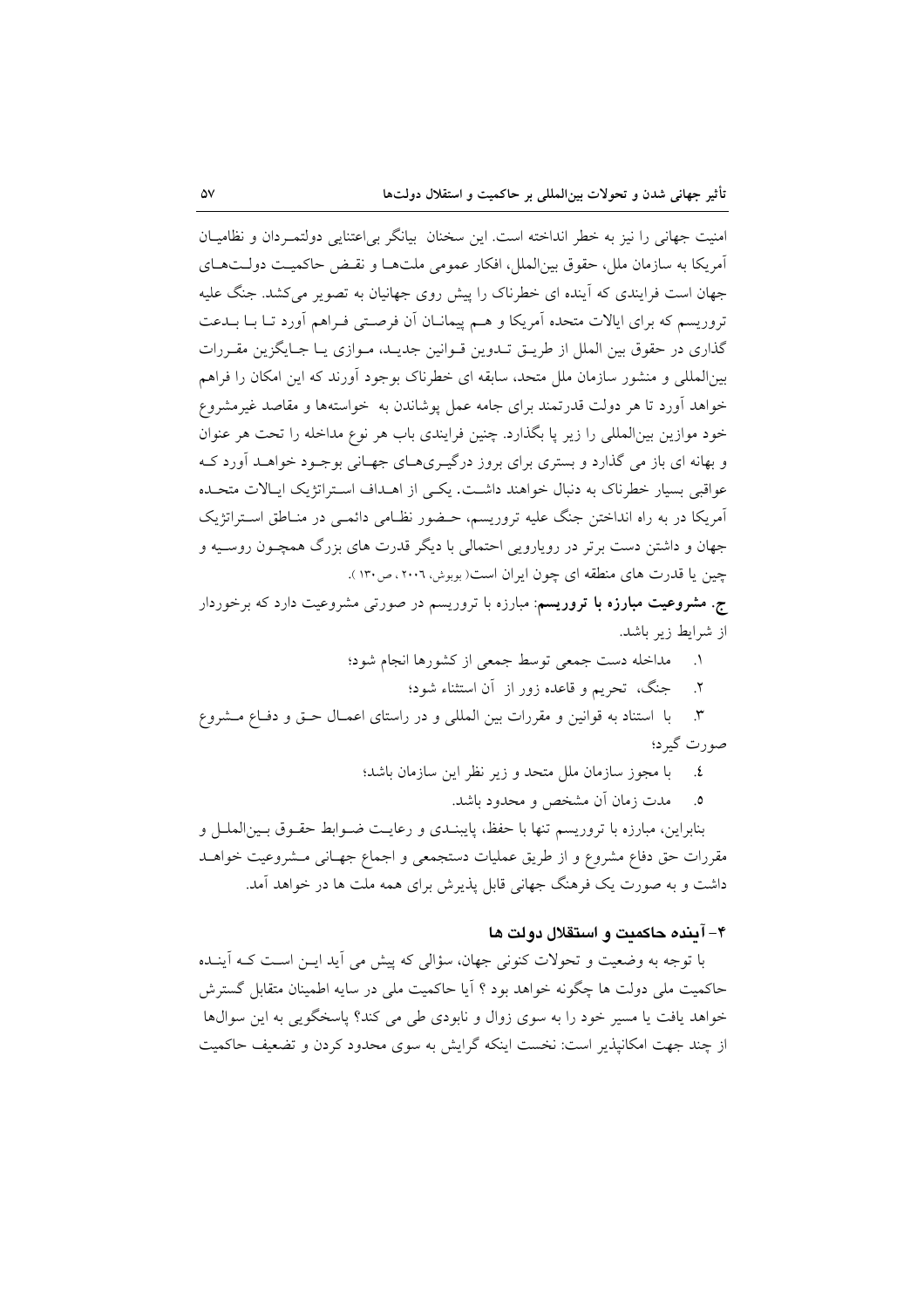امنیت جهانی را نیز به خطر انداخته است. این سخنان بیانگر بی‌اعتنایی دولتمردان و نظامیان آمریکا به سازمان ملل، حقوق بین‌الملل، افکار عمومی ملت‌ها و نقض حاکمیت دولت‌های جهان است فرایندی که آینده ای خطرناک را پیش روی جهانیان به تصویر می‌کشد. جنگ علیه تروریسم که برای ایالات متحده آمریکا و هم پیمانان آن فرصتی فراهم آورد تا با بدعت گذاری در حقوق بین الملل از طریق تدوین قوانین جدید، موازی یا جایگزین مقررات بین‌المللی و منشور سازمان ملل متحد، سابقه ای خطرناک بوجود آورند که این امکان را فراهم خواهد آورد تا هر دولت قدرتمند برای جامه عمل پوشاندن به خواسته‌ها و مقاصد غیرمشروع خود موازین بین‌المللی را زیر پا بگذارد. چنین فرایندی باب هر نوع مداخله را تحت هر عنوان و بهانه ای باز می گذارد و بستری برای بروز درگیری‌های جهانی بوجود خواهد آورد که عواقبی بسیار خطرناک به دنبال خواهند داشت. یکی از اهداف استراتژیک ایالات متحده آمریکا در به راه انداختن جنگ علیه تروریسم، حضور نظامی دائمی در مناطق استراتژیک جهان و داشتن دست برتر در رویارویی احتمالی با دیگر قدرت های بزرگ همچون روسیه و چین یا قدرت های منطقه ای چون ایران است( بوبوش، ۲۰۰۶، ص۱۳۰ ).

**ج. مشروعیت مبارزه با تروریسم**: مبارزه با تروریسم در صورتی مشروعیت دارد که برخوردار از شرایط زیر باشد.

۱. مداخله دست جمعی توسط جمعی از کشورها انجام شود؛

۲. جنگ، تحریم و قاعده زور از آن استثناء شود؛

۳. با استناد به قوانین و مقررات بین المللی و در راستای اعمال حق و دفاع مشروع صورت گیرد؛

٤. با مجوز سازمان ملل متحد و زیر نظر این سازمان باشد؛

٥. مدت زمان آن مشخص و محدود باشد.

بنابراین، مبارزه با تروریسم تنها با حفظ، پایبندی و رعایت ضوابط حقوق بین‌الملل و مقررات حق دفاع مشروع و از طریق عملیات دستجمعی و اجماع جهانی مشروعیت خواهد داشت و به صورت یک فرهنگ جهانی قابل پذیرش برای همه ملت ها در خواهد آمد.

## ۴- آینده حاکمیت و استقلال دولت ها

با توجه به وضعیت و تحولات کنونی جهان، سؤالی که پیش می آید این است که آینده حاکمیت ملی دولت ها چگونه خواهد بود ؟ آیا حاکمیت ملی در سایه اطمینان متقابل گسترش خواهد یافت یا مسیر خود را به سوی زوال و نابودی طی می کند؟ پاسخگویی به این سوال‌ها از چند جهت امکانپذیر است: نخست اینکه گرایش به سوی محدود کردن و تضعیف حاکمیت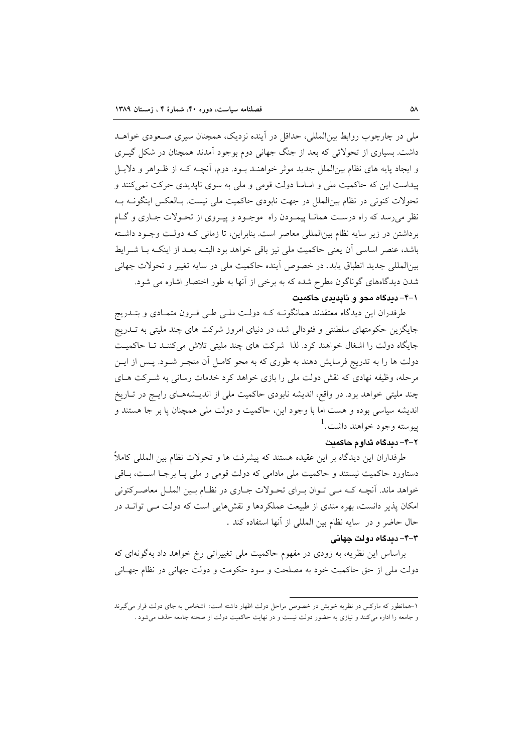ملی در چارچوب روابط بین‌المللی، حداقل در آینده نزدیک، همچنان سیری صعودی خواهد داشت. بسیاری از تحولاتی که بعد از جنگ جهانی دوم بوجود آمدند همچنان در شکل گیری و ایجاد پایه های نظام بین‌الملل جدید موثر خواهند بود. دوم، آنچه که از ظواهر و دلایل پیداست این که حاکمیت ملی و اساسا دولت قومی و ملی به سوی ناپدیدی حرکت نمی‌کنند و تحولات کنونی در نظام بین‌الملل در جهت نابودی حاکمیت ملی نیست. بالعکس اینگونه به نظر می‌رسد که راه درست همانا پیمودن راه موجود و پیروی از تحولات جاری و گام برداشتن در زیر سایه نظام بین‌المللی معاصر است. بنابراین، تا زمانی که دولت وجود داشته باشد، عنصر اساسی آن یعنی حاکمیت ملی نیز باقی خواهد بود البته بعد از اینکه با شرایط بین‌المللی جدید انطباق یابد. در خصوص آینده حاکمیت ملی در سایه تغییر و تحولات جهانی شدن دیدگاه‌های گوناگون مطرح شده که به برخی از آنها به طور اختصار اشاره می شود.

### ۴-۱- دیدگاه محو و ناپدیدی حاکمیت

طرفدران این دیدگاه معتقدند همانگونه که دولت ملی طی قرون متمادی و بتدریج جایگزین حکومتهای سلطنتی و فئودالی شد، در دنیای امروز شرکت های چند ملیتی به تدریج جایگاه دولت را اشغال خواهند کرد. لذا شرکت های چند ملیتی تلاش می‌کنند تا حاکمیت دولت ها را به تدریج فرسایش دهند به طوری که به محو کامل آن منجر شود. پس از این مرحله، وظیفه نهادی که نقش دولت ملی را بازی خواهد کرد خدمات رسانی به شرکت های چند ملیتی خواهد بود. در واقع، اندیشه نابودی حاکمیت ملی از اندیشه‌های رایج در تاریخ اندیشه سیاسی بوده و هست اما با وجود این، حاکمیت و دولت ملی همچنان پا بر جا هستند و پیوسته وجود خواهند داشت.[1]

### ۴-۲- دیدگاه تداوم حاکمیت

طرفداران این دیدگاه بر این عقیده هستند که پیشرفت ها و تحولات نظام بین المللی کاملاً دستاورد حاکمیت نیستند و حاکمیت ملی مادامی که دولت قومی و ملی پا برجا است، باقی خواهد ماند. آنچه که می توان برای تحولات جاری در نظام بین الملل معاصرکنونی امکان پذیر دانست، بهره مندی از طبیعت عملکردها و نقش‌هایی است که دولت می تواند در حال حاضر و در سایه نظام بین المللی از آنها استفاده کند .

### ۴-۳- دیدگاه دولت جهانی

براساس این نظریه، به زودی در مفهوم حاکمیت ملی تغییراتی رخ خواهد داد به‌گونه‌ای که دولت ملی از حق حاکمیت خود به مصلحت و سود حکومت و دولت جهانی در نظام جهانی

---

۱-همانطور که مارکس در نظریه خویش در خصوص مراحل دولت اظهار داشته است: اشخاص به جای دولت قرار می‌گیرند و جامعه را اداره می‌کنند و نیازی به حضور دولت نیست و در نهایت حاکمیت دولت از صحنه جامعه حذف می‌شود .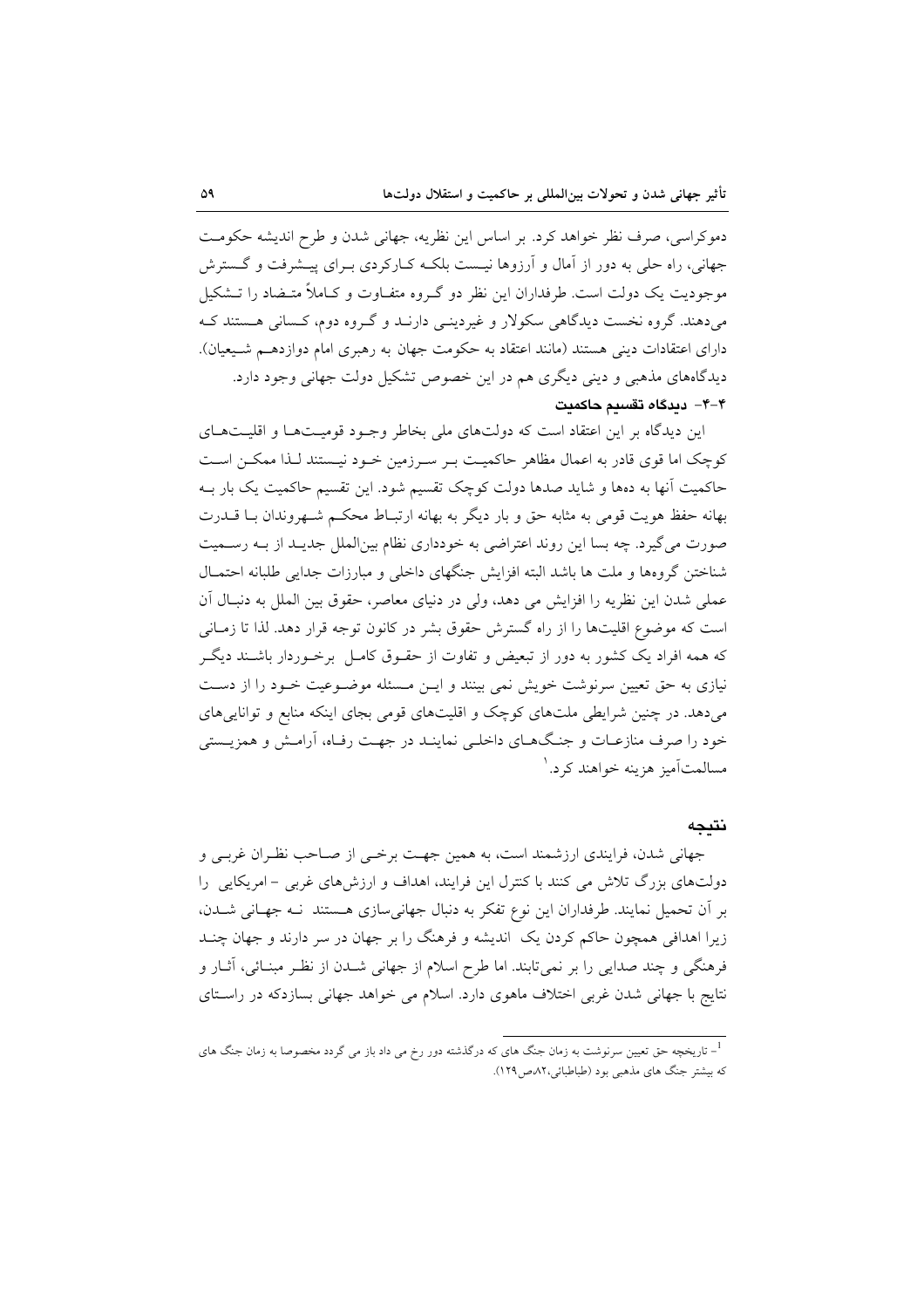دموکراسی، صرف نظر خواهد کرد. بر اساس این نظریه، جهانی شدن و طرح اندیشه حکومت جهانی، راه حلی به دور از آمال و آرزوها نیست بلکه کارکردی برای پیشرفت و گسترش موجودیت یک دولت است. طرفداران این نظر دو گروه متفاوت و کاملاً متضاد را تشکیل می‌دهند. گروه نخست دیدگاهی سکولار و غیردینی دارند و گروه دوم، کسانی هستند که دارای اعتقادات دینی هستند (مانند اعتقاد به حکومت جهان به رهبری امام دوازدهم شیعیان). دیدگاه‌های مذهبی و دینی دیگری هم در این خصوص تشکیل دولت جهانی وجود دارد.

### ۴-۴- دیدگاه تقسیم حاکمیت

این دیدگاه بر این اعتقاد است که دولت‌های ملی بخاطر وجود قومیت‌ها و اقلیت‌های کوچک اما قوی قادر به اعمال مظاهر حاکمیت بر سرزمین خود نیستند لذا ممکن است حاکمیت آنها به ده‌ها و شاید صدها دولت کوچک تقسیم شود. این تقسیم حاکمیت یک بار به بهانه حفظ هویت قومی به مثابه حق و بار دیگر به بهانه ارتباط محکم شهروندان با قدرت صورت می‌گیرد. چه بسا این روند اعتراضی به خودداری نظام بین‌الملل جدید از به رسمیت شناختن گروه‌ها و ملت ها باشد البته افزایش جنگهای داخلی و مبارزات جدایی طلبانه احتمال عملی شدن این نظریه را افزایش می دهد، ولی در دنیای معاصر، حقوق بین الملل به دنبال آن است که موضوع اقلیت‌ها را از راه گسترش حقوق بشر در کانون توجه قرار دهد. لذا تا زمانی که همه افراد یک کشور به دور از تبعیض و تفاوت از حقوق کامل برخوردار باشند دیگر نیازی به حق تعیین سرنوشت خویش نمی بینند و این مسئله موضوعیت خود را از دست می‌دهد. در چنین شرایطی ملت‌های کوچک و اقلیت‌های قومی بجای اینکه منابع و توانایی‌های خود را صرف منازعات و جنگ‌های داخلی نمایند در جهت رفاه، آرامش و همزیستی مسالمت‌آمیز هزینه خواهند کرد.[1]

## نتیجه

جهانی شدن، فرایندی ارزشمند است، به همین جهت برخی از صاحب نظران غربی و دولت‌های بزرگ تلاش می کنند با کنترل این فرایند، اهداف و ارزش‌های غربی – امریکایی را بر آن تحمیل نمایند. طرفداران این نوع تفکر به دنبال جهانی‌سازی هستند نه جهانی شدن، زیرا اهدافی همچون حاکم کردن یک اندیشه و فرهنگ را بر جهان در سر دارند و جهان چند فرهنگی و چند صدایی را بر نمی‌تابند. اما طرح اسلام از جهانی شدن از نظر مبنائی، آثار و نتایج با جهانی شدن غربی اختلاف ماهوی دارد. اسلام می خواهد جهانی بسازدکه در راستای

---

[1]- تاریخچه حق تعیین سرنوشت به زمان جنگ های که درگذشته دور رخ می داد باز می گردد مخصوصا به زمان جنگ های که بیشتر جنگ های مذهبی بود (طباطبائی،۸۲،ص۱۲۹).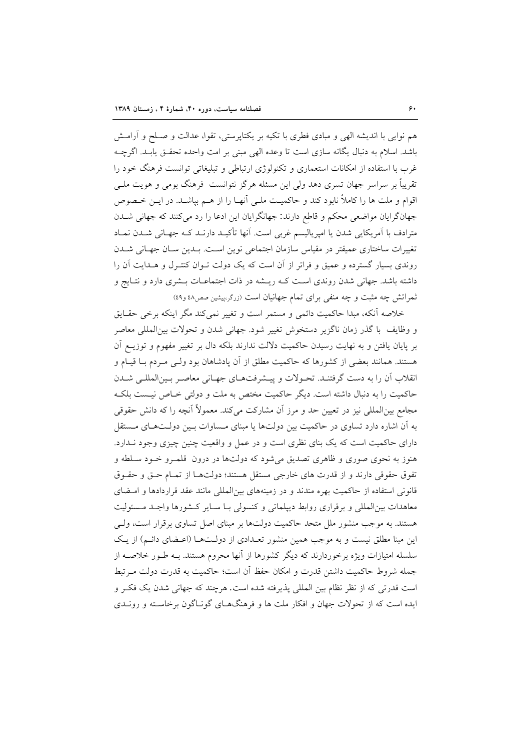هم نوایی با اندیشه الهی و مبادی فطری با تکیه بر یکتاپرستی، تقوا، عدالت و صـلح و آرامـش باشد. اسلام به دنبال یگانه سازی است تا وعده الهی مبنی بر امت واحده تحقـق یابـد. اگرچـه غرب با استفاده از امکانات استعماری و تکنولوژی ارتباطی و تبلیغاتی توانست فرهنگ خود را تقریباً بر سراسر جهان تسری دهد ولی این مسئله هرگز نتوانست فرهنگ بومی و هویت ملـی اقوام و ملت ها را کاملاً نابود کند و حاکمیـت ملـی آنهـا را از هـم بپاشـد. در ایـن خـصوص جهانگرایان مواضعی محکم و قاطع دارند: جهانگرایان این ادعا را رد می‌کنند که جهانی شـدن مترادف با آمریکایی شدن یا امپریالیسم غربی است. آنها تأکیـد دارنـد کـه جهـانی شـدن نمـاد تغییرات ساختاری عمیقتر در مقیاس سازمان اجتماعی نوین اسـت. بـدین سـان جهـانی شـدن روندی بسیار گسترده و عمیق و فراتر از آن است که یک دولت تـوان کنتـرل و هـدایت آن را داشته باشد. جهانی شدن روندی اسـت کـه ریـشه در ذات اجتماعـات بـشری دارد و نتـایج و ثمراتش چه مثبت و چه منفی برای تمام جهانیان است (زرگر،پیشین صص٤٨ و٤٩)

خلاصه آنکه، مبدا حاکمیت دائمی و مستمر است و تغییر نمی‌کند مگر اینکه برخی حقـایق و وظایف با گذر زمان ناگزیر دستخوش تغییر شود. جهانی شدن و تحولات بین‌المللی معاصر بر پایان یافتن و به نهایت رسیدن حاکمیت دلالت ندارند بلکه دال بر تغییر مفهوم و توزیـع آن هستند. همانند بعضی از کشورها که حاکمیت مطلق از آن پادشاهان بود ولـی مـردم بـا قیـام و انقلاب آن را به دست گرفتنـد. تحـولات و پیـشرفت‌هـای جهـانی معاصـر بـین‌المللـی شـدن حاکمیت را به دنبال داشته است. دیگر حاکمیت مختص به ملت و دولتی خـاص نیـست بلکـه مجامع بین‌المللی نیز در تعیین حد و مرز آن مشارکت می‌کند. معمولاً آنچه را که دانش حقوقی به آن اشاره دارد تساوی در حاکمیت بین دولت‌ها یا مبنای مـساوات بـین دولـت‌هـای مـستقل دارای حاکمیت است که یک بنای نظری است و در عمل و واقعیت چنین چیزی وجود نـدارد. هنوز به نحوی صوری و ظاهری تصدیق می‌شود که دولت‌ها در درون قلمـرو خـود سـلطه و تفوق حقوقی دارند و از قدرت های خارجی مستقل هستند؛ دولت‌هـا از تمـام حـق و حقـوق قانونی استفاده از حاکمیت بهره مندند و در زمینه‌های بین‌المللی مانند عقد قراردادها و امـضای معاهدات بین‌المللی و برقراری روابط دیپلماتی و کنسولی بـا سـایر کـشورها واجـد مـسئولیت هستند. به موجب منشور ملل متحد حاکمیت دولت‌ها بر مبنای اصل تساوی برقرار است، ولـی این مبنا مطلق نیست و به موجب همین منشور تعـدادی از دولـت‌هـا (اعـضای دائـم) از یـک سلسله امتیازات ویژه برخوردارند که دیگر کشورها از آنها محروم هستند. بـه طـور خلاصـه از جمله شروط حاکمیت داشتن قدرت و امکان حفظ آن است؛ حاکمیت به قدرت دولت مـرتبط است قدرتی که از نظر نظام بین المللی پذیرفته شده است. هرچند که جهانی شدن یک فکـر و ایده است که از تحولات جهان و افکار ملت ها و فرهنگ‌هـای گونـاگون برخاسـته و رونـدی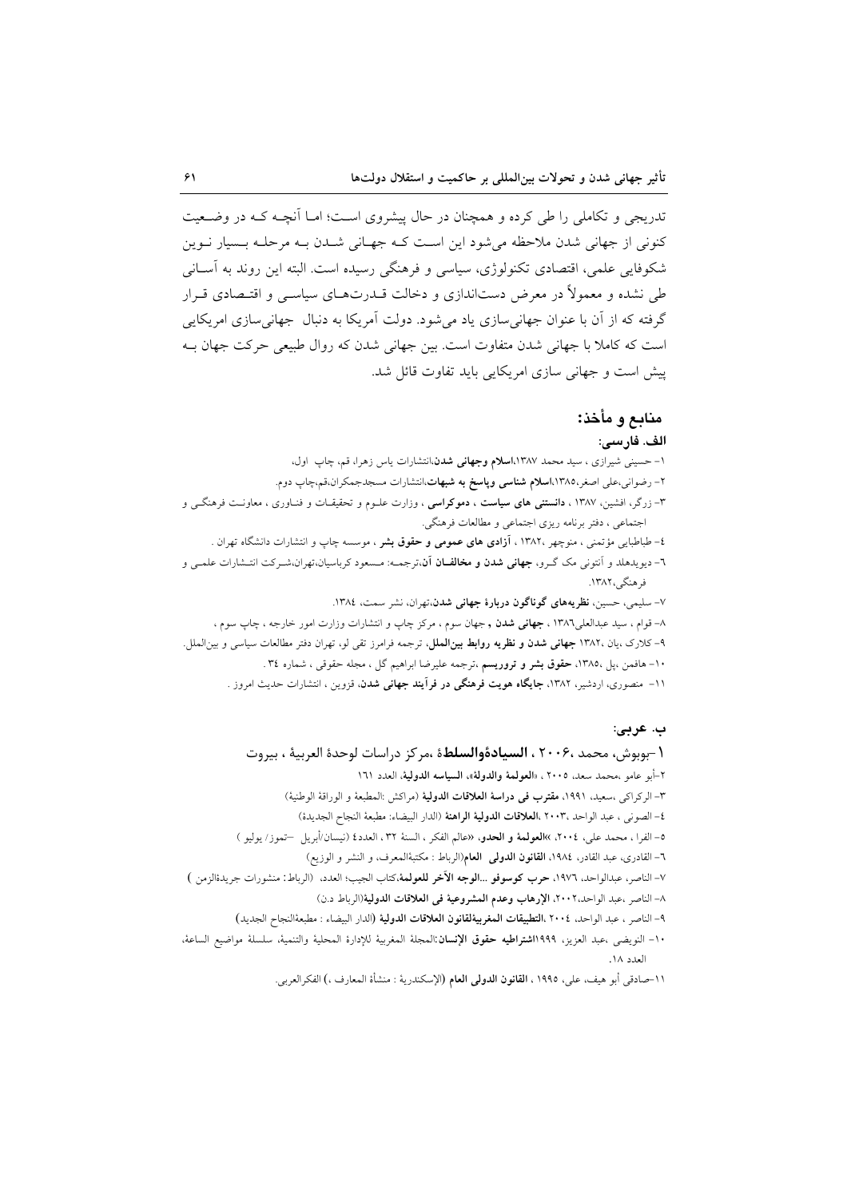تدریجی و تکاملی را طی کرده و همچنان در حال پیشروی است؛ اما آنچه که در وضعیت کنونی از جهانی شدن ملاحظه می‌شود این است که جهانی شدن به مرحله بسیار نوین شکوفایی علمی، اقتصادی تکنولوژی، سیاسی و فرهنگی رسیده است. البته این روند به آسانی طی نشده و معمولاً در معرض دست‌اندازی و دخالت قدرت‌های سیاسی و اقتصادی قرار گرفته که از آن با عنوان جهانی‌سازی یاد می‌شود. دولت آمریکا به دنبال جهانی‌سازی امریکایی است که کاملا با جهانی شدن متفاوت است. بین جهانی شدن که روال طبیعی حرکت جهان به پیش است و جهانی سازی امریکایی باید تفاوت قائل شد.

## منابع و مأخذ:

### الف. فارسی:

۱- حسینی شیرازی ، سید محمد ۱۳۸۷،**اسلام وجهانی شدن**،انتشارات یاس زهرا، قم، چاپ اول،

۲- رضوانی،علی اصغر،۱۳۸۵،**اسلام شناسی وپاسخ به شبهات**،انتشارات مسجدجمکران،قم،چاپ دوم.

۳- زرگر، افشین، ۱۳۸۷ ، **دانستنی های سیاست ، دموکراسی** ، وزارت علوم و تحقیقات و فناوری ، معاونت فرهنگی و اجتماعی ، دفتر برنامه ریزی اجتماعی و مطالعات فرهنگی.

٤- طباطبایی مؤتمنی ، منوچهر ،۱۳۸۲ ، **آزادی های عمومی و حقوق بشر** ، موسسه چاپ و انتشارات دانشگاه تهران .

٦- دیویدهلد و آنتونی مک گرو، **جهانی شدن و مخالفان آن**،ترجمه: مسعود کرباسیان،تهران،شرکت انتشارات علمی و فرهنگی،۱۳۸۲.

۷- سلیمی، حسین، **نظریه‌های گوناگون دربارۀ جهانی شدن**،تهران، نشر سمت، ۱۳۸٤.

۸- قوام ، سید عبدالعلی۱۳۸٦ ، **جهانی شدن** و جهان سوم ، مرکز چاپ و انتشارات وزارت امور خارجه ، چاپ سوم ،

۹- کلارک ،یان ،۱۳۸۲ **جهانی شدن و نظریه روابط بین‌الملل**، ترجمه فرامرز تقی لو، تهران دفتر مطالعات سیاسی و بین‌الملل.

۱۰- هافمن ،پل ،۱۳۸۵، **حقوق بشر و تروریسم** ،ترجمه علیرضا ابراهیم گل ، مجله حقوقی ، شماره ۳٤ .

۱۱- منصوری، اردشیر، ۱۳۸۲، **جایگاه هویت فرهنگی در فرآیند جهانی شدن**، قزوین ، انتشارات حدیث امروز .

### ب. عربی:

۱-بوبوش، محمد ،۲۰۰٦ ، **السیادةوالسلطة** ،مرکز دراسات لوحدة العربیة ، بیروت

۲-أبو عامو ،محمد سعد، ۲۰۰۵ ، «**العولمة والدولة**»، **السیاسه الدولیة**، العدد ۱٦۱

۳- الرکراکی ،سعید، ۱۹۹۱، **مقترب فی دراسة العلاقات الدولیة** (مراکش :المطبعة و الوراقة الوطنیة)

٤- الصونی ، عبد الواحد ،۲۰۰۳ ،**العلاقات الدولیة الراهنة** (الدار البیضاء: مطبعة النجاح الجدیدة)

۵- الفرا ، محمد علی، ۲۰۰٤، »**العولمة و الحدو**، «عالم الفکر ، السنة ۳۲ ، العدد٤ (نیسان/أبریل –تموز/ یولیو )

٦- القادری، عبد القادر، ۱۹۸٤، **القانون الدولی العام**(الرباط : مکتبةالمعرف، و النشر و الوزیع)

۷- الناصر، عبدالواحد، ۱۹۷٦، **حرب کوسوفو ...الوجه الآخر للعولمة**،کتاب الجیب؛ العدد، (الرباط: منشورات جریدةالزمن )

۸- الناصر ،عبد الواحد،۲۰۰۲، **الإرهاب وعدم المشروعیة فی العلاقات الدولیة**(الرباط د.ن)

۹- الناصر ، عبد الواحد، ۲۰۰٤ ،**التطبیقات المغربیةلقانون العلاقات الدولیة** (الدار البیضاء : مطبعةالنجاح الجدید)

۱۰- النویضی ،عبد العزیز، ۱۹۹۹**اشتراطیه حقوق الإنسان**:المجلة المغربیة للإدارة المحلیة والتنمیة، سلسلة مواضیع الساعة، العدد ۱۸.

۱۱-صادقی أبو هیف، علی، ۱۹۹۵ ، **القانون الدولی العام** (الإسکندریة : منشأة المعارف ،) الفکرالعربی.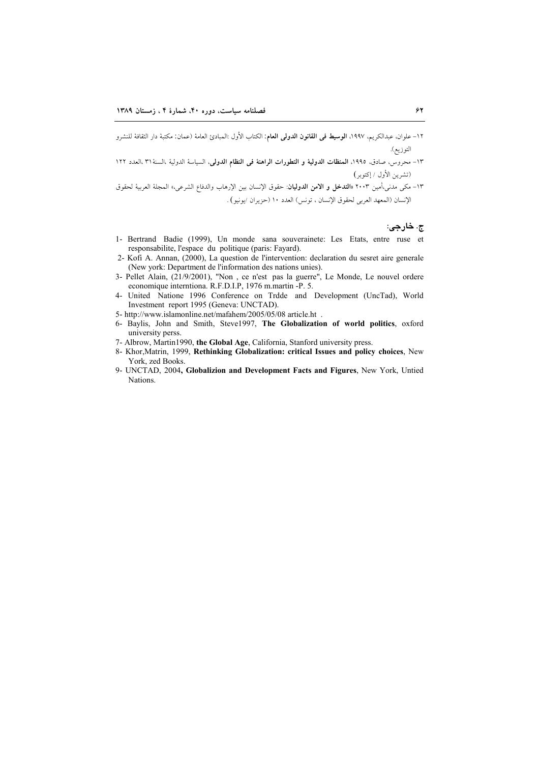۱۲- علوان، عبدالکریم، ۱۹۹۷، **الوسیط فی القانون الدولی العام**: الکتاب الأول :المبادئ العامة (عمان: مکتبة دار الثقافة للنشرو التوزیع).

۱۳- محروس، صادق، ۱۹۹۵، **المنظات الدولیة و التطورات الراهنة فی النظام الدولی**، السیاسة الدولیة ،السنة۳۱ ،العدد ۱۲۲ (تشرین الأول / إکتوبر)

۱۳- مکی مدنی،أمین ۲۰۰۳ «**التدخل و الامن الدولیان**: حقوق الإنسان بین الإرهاب والدفاع الشرعی،» المجلة العربیة لحقوق الإنسان (المعهد العربی لحقوق الإنسان ، تونس) العدد ۱۰ (حزیران /یونیو) .

## ج. خارجی:

1- Bertrand Badie (1999), Un monde sana souverainete: Les Etats, entre ruse et responsabilite, l'espace du politique (paris: Fayard).

2- Kofi A. Annan, (2000), La question de l'intervention: declaration du sesret aire generale (New york: Department de l'information des nations unies).

3- Pellet Alain, (21/9/2001), "Non , ce n'est pas la guerre", Le Monde, Le nouvel ordere economique interntiona. R.F.D.I.P, 1976 m.martin -P. 5.

4- United Natione 1996 Conference on Trdde and Development (UncTad), World Investment report 1995 (Geneva: UNCTAD).

5- http://www.islamonline.net/mafahem/2005/05/08 article.ht .

6- Baylis, John and Smith, Steve1997, **The Globalization of world politics**, oxford university perss.

7- Albrow, Martin1990, **the Global Age**, California, Stanford university press.

8- Khor,Matrin, 1999, **Rethinking Globalization: critical Issues and policy choices**, New York, zed Books.

9- UNCTAD, 2004**, Globalizion and Development Facts and Figures**, New York, Untied Nations.